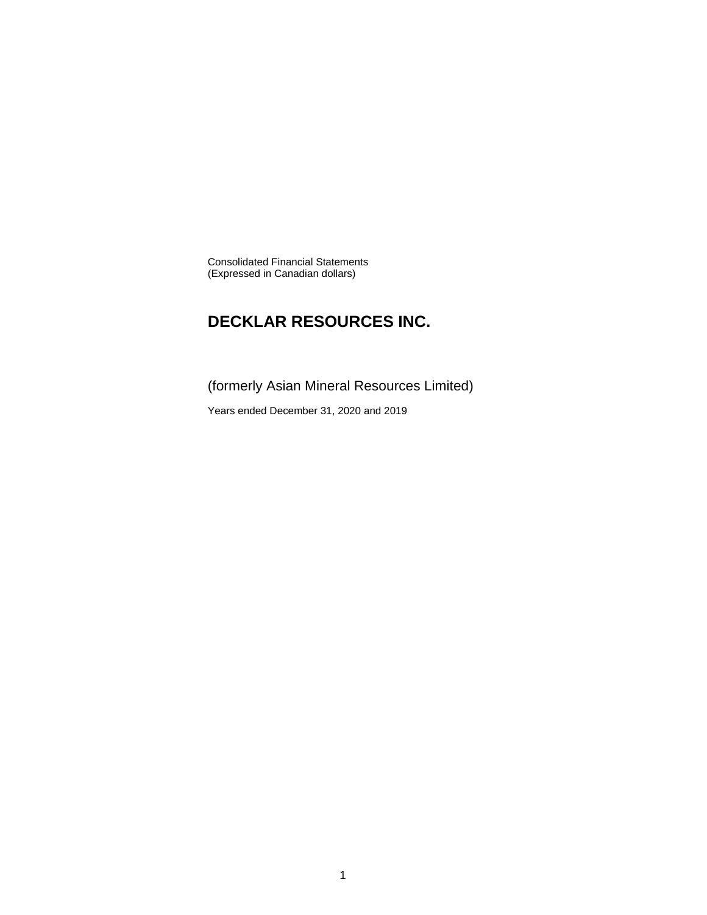Consolidated Financial Statements
(Expressed in Canadian dollars)

# DECKLAR RESOURCES INC.

(formerly Asian Mineral Resources Limited)

Years ended December 31, 2020 and 2019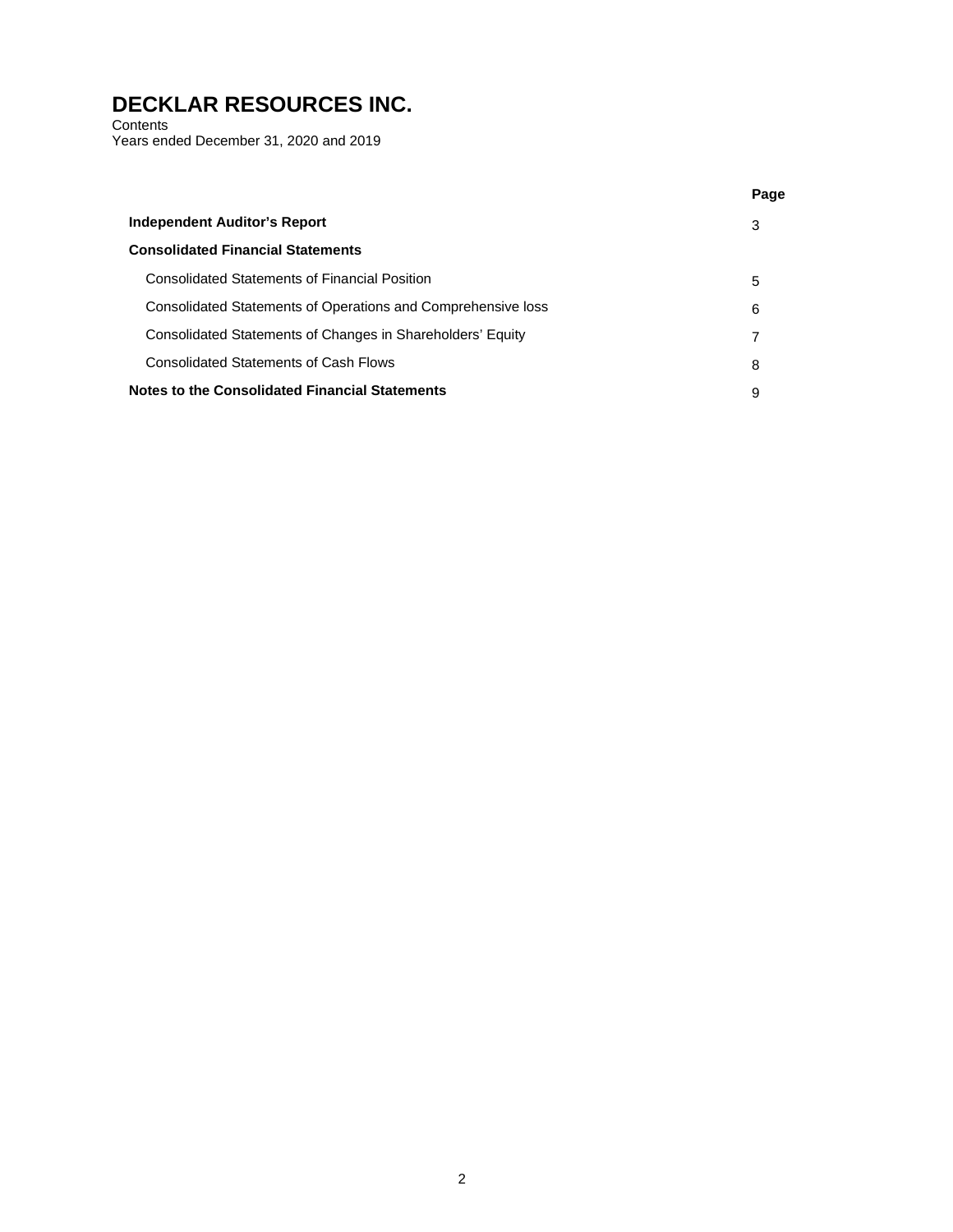# DECKLAR RESOURCES INC.

Contents
Years ended December 31, 2020 and 2019

| | Page |
|---|---|
| **Independent Auditor's Report** | 3 |
| **Consolidated Financial Statements** | |
| Consolidated Statements of Financial Position | 5 |
| Consolidated Statements of Operations and Comprehensive loss | 6 |
| Consolidated Statements of Changes in Shareholders' Equity | 7 |
| Consolidated Statements of Cash Flows | 8 |
| **Notes to the Consolidated Financial Statements** | 9 |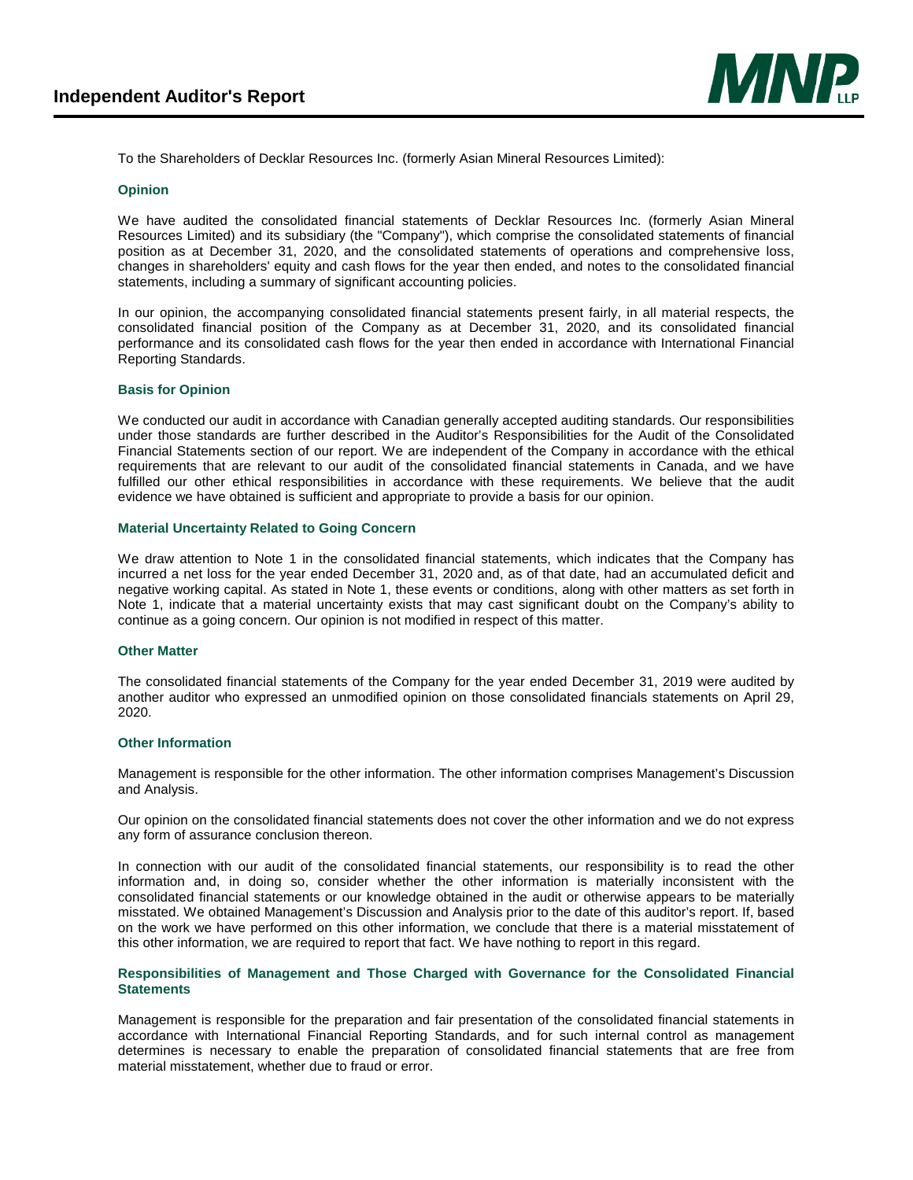# Independent Auditor's Report

To the Shareholders of Decklar Resources Inc. (formerly Asian Mineral Resources Limited):

## Opinion

We have audited the consolidated financial statements of Decklar Resources Inc. (formerly Asian Mineral Resources Limited) and its subsidiary (the "Company"), which comprise the consolidated statements of financial position as at December 31, 2020, and the consolidated statements of operations and comprehensive loss, changes in shareholders' equity and cash flows for the year then ended, and notes to the consolidated financial statements, including a summary of significant accounting policies.

In our opinion, the accompanying consolidated financial statements present fairly, in all material respects, the consolidated financial position of the Company as at December 31, 2020, and its consolidated financial performance and its consolidated cash flows for the year then ended in accordance with International Financial Reporting Standards.

## Basis for Opinion

We conducted our audit in accordance with Canadian generally accepted auditing standards. Our responsibilities under those standards are further described in the Auditor's Responsibilities for the Audit of the Consolidated Financial Statements section of our report. We are independent of the Company in accordance with the ethical requirements that are relevant to our audit of the consolidated financial statements in Canada, and we have fulfilled our other ethical responsibilities in accordance with these requirements. We believe that the audit evidence we have obtained is sufficient and appropriate to provide a basis for our opinion.

## Material Uncertainty Related to Going Concern

We draw attention to Note 1 in the consolidated financial statements, which indicates that the Company has incurred a net loss for the year ended December 31, 2020 and, as of that date, had an accumulated deficit and negative working capital. As stated in Note 1, these events or conditions, along with other matters as set forth in Note 1, indicate that a material uncertainty exists that may cast significant doubt on the Company's ability to continue as a going concern. Our opinion is not modified in respect of this matter.

## Other Matter

The consolidated financial statements of the Company for the year ended December 31, 2019 were audited by another auditor who expressed an unmodified opinion on those consolidated financials statements on April 29, 2020.

## Other Information

Management is responsible for the other information. The other information comprises Management's Discussion and Analysis.

Our opinion on the consolidated financial statements does not cover the other information and we do not express any form of assurance conclusion thereon.

In connection with our audit of the consolidated financial statements, our responsibility is to read the other information and, in doing so, consider whether the other information is materially inconsistent with the consolidated financial statements or our knowledge obtained in the audit or otherwise appears to be materially misstated. We obtained Management's Discussion and Analysis prior to the date of this auditor's report. If, based on the work we have performed on this other information, we conclude that there is a material misstatement of this other information, we are required to report that fact. We have nothing to report in this regard.

## Responsibilities of Management and Those Charged with Governance for the Consolidated Financial Statements

Management is responsible for the preparation and fair presentation of the consolidated financial statements in accordance with International Financial Reporting Standards, and for such internal control as management determines is necessary to enable the preparation of consolidated financial statements that are free from material misstatement, whether due to fraud or error.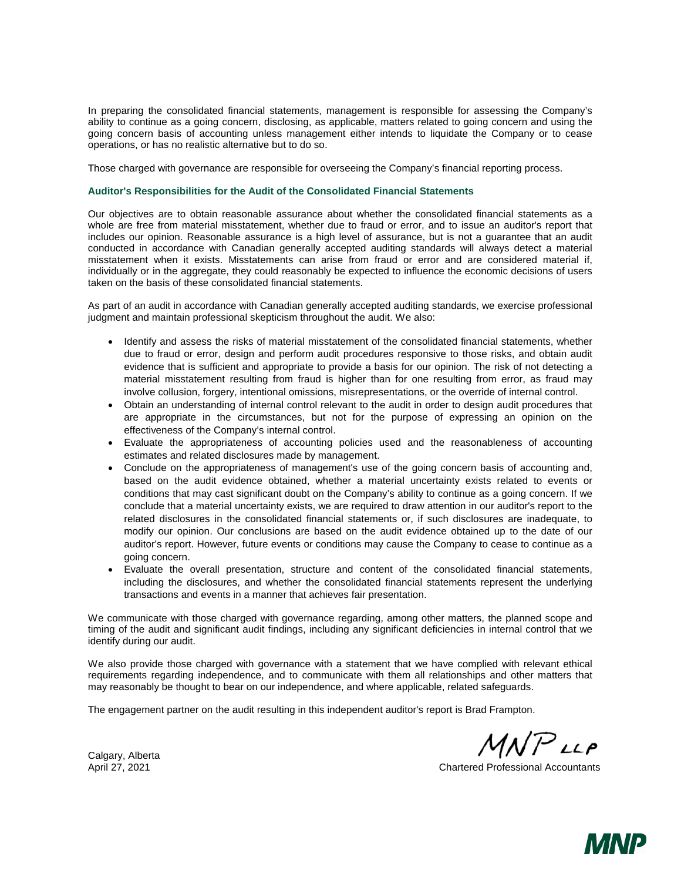In preparing the consolidated financial statements, management is responsible for assessing the Company's ability to continue as a going concern, disclosing, as applicable, matters related to going concern and using the going concern basis of accounting unless management either intends to liquidate the Company or to cease operations, or has no realistic alternative but to do so.

Those charged with governance are responsible for overseeing the Company's financial reporting process.

**Auditor's Responsibilities for the Audit of the Consolidated Financial Statements**

Our objectives are to obtain reasonable assurance about whether the consolidated financial statements as a whole are free from material misstatement, whether due to fraud or error, and to issue an auditor's report that includes our opinion. Reasonable assurance is a high level of assurance, but is not a guarantee that an audit conducted in accordance with Canadian generally accepted auditing standards will always detect a material misstatement when it exists. Misstatements can arise from fraud or error and are considered material if, individually or in the aggregate, they could reasonably be expected to influence the economic decisions of users taken on the basis of these consolidated financial statements.

As part of an audit in accordance with Canadian generally accepted auditing standards, we exercise professional judgment and maintain professional skepticism throughout the audit. We also:

- Identify and assess the risks of material misstatement of the consolidated financial statements, whether due to fraud or error, design and perform audit procedures responsive to those risks, and obtain audit evidence that is sufficient and appropriate to provide a basis for our opinion. The risk of not detecting a material misstatement resulting from fraud is higher than for one resulting from error, as fraud may involve collusion, forgery, intentional omissions, misrepresentations, or the override of internal control.
- Obtain an understanding of internal control relevant to the audit in order to design audit procedures that are appropriate in the circumstances, but not for the purpose of expressing an opinion on the effectiveness of the Company's internal control.
- Evaluate the appropriateness of accounting policies used and the reasonableness of accounting estimates and related disclosures made by management.
- Conclude on the appropriateness of management's use of the going concern basis of accounting and, based on the audit evidence obtained, whether a material uncertainty exists related to events or conditions that may cast significant doubt on the Company's ability to continue as a going concern. If we conclude that a material uncertainty exists, we are required to draw attention in our auditor's report to the related disclosures in the consolidated financial statements or, if such disclosures are inadequate, to modify our opinion. Our conclusions are based on the audit evidence obtained up to the date of our auditor's report. However, future events or conditions may cause the Company to cease to continue as a going concern.
- Evaluate the overall presentation, structure and content of the consolidated financial statements, including the disclosures, and whether the consolidated financial statements represent the underlying transactions and events in a manner that achieves fair presentation.

We communicate with those charged with governance regarding, among other matters, the planned scope and timing of the audit and significant audit findings, including any significant deficiencies in internal control that we identify during our audit.

We also provide those charged with governance with a statement that we have complied with relevant ethical requirements regarding independence, and to communicate with them all relationships and other matters that may reasonably be thought to bear on our independence, and where applicable, related safeguards.

The engagement partner on the audit resulting in this independent auditor's report is Brad Frampton.

Calgary, Alberta
April 27, 2021

MNP LLP
Chartered Professional Accountants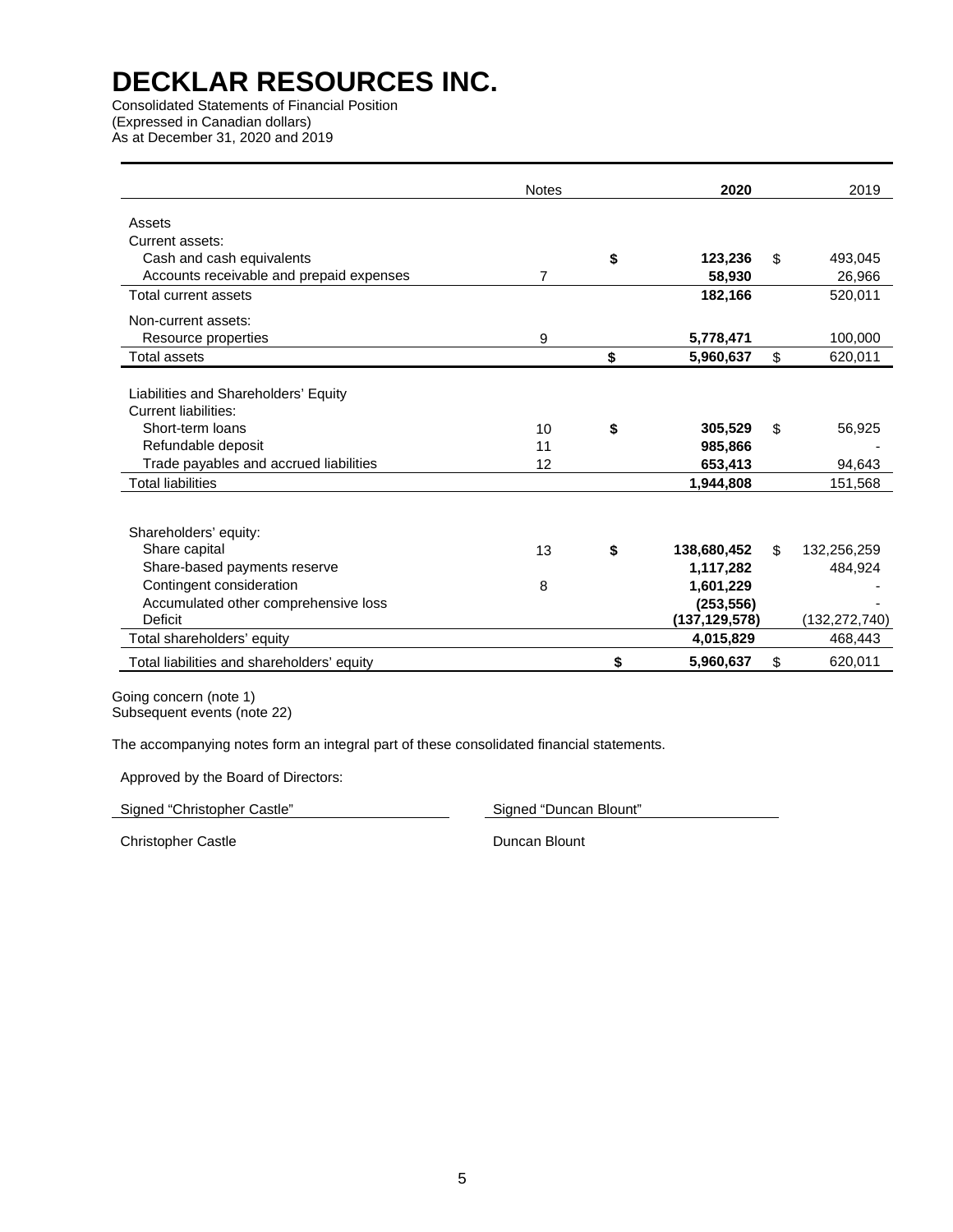# DECKLAR RESOURCES INC.

Consolidated Statements of Financial Position
(Expressed in Canadian dollars)
As at December 31, 2020 and 2019

| | Notes | 2020 | 2019 |
|---|---|---|---|
| Assets | | | |
| Current assets: | | | |
| Cash and cash equivalents | | **$ 123,236** | $ 493,045 |
| Accounts receivable and prepaid expenses | 7 | **58,930** | 26,966 |
| Total current assets | | **182,166** | 520,011 |
| Non-current assets: | | | |
| Resource properties | 9 | **5,778,471** | 100,000 |
| Total assets | | **$ 5,960,637** | $ 620,011 |
| | | | |
| Liabilities and Shareholders' Equity | | | |
| Current liabilities: | | | |
| Short-term loans | 10 | **$ 305,529** | $ 56,925 |
| Refundable deposit | 11 | **985,866** | - |
| Trade payables and accrued liabilities | 12 | **653,413** | 94,643 |
| Total liabilities | | **1,944,808** | 151,568 |
| | | | |
| Shareholders' equity: | | | |
| Share capital | 13 | **$ 138,680,452** | $ 132,256,259 |
| Share-based payments reserve | | **1,117,282** | 484,924 |
| Contingent consideration | 8 | **1,601,229** | - |
| Accumulated other comprehensive loss | | **(253,556)** | - |
| Deficit | | **(137,129,578)** | (132,272,740) |
| Total shareholders' equity | | **4,015,829** | 468,443 |
| Total liabilities and shareholders' equity | | **$ 5,960,637** | $ 620,011 |

Going concern (note 1)
Subsequent events (note 22)

The accompanying notes form an integral part of these consolidated financial statements.

Approved by the Board of Directors:

Signed "Christopher Castle" Signed "Duncan Blount"

Christopher Castle Duncan Blount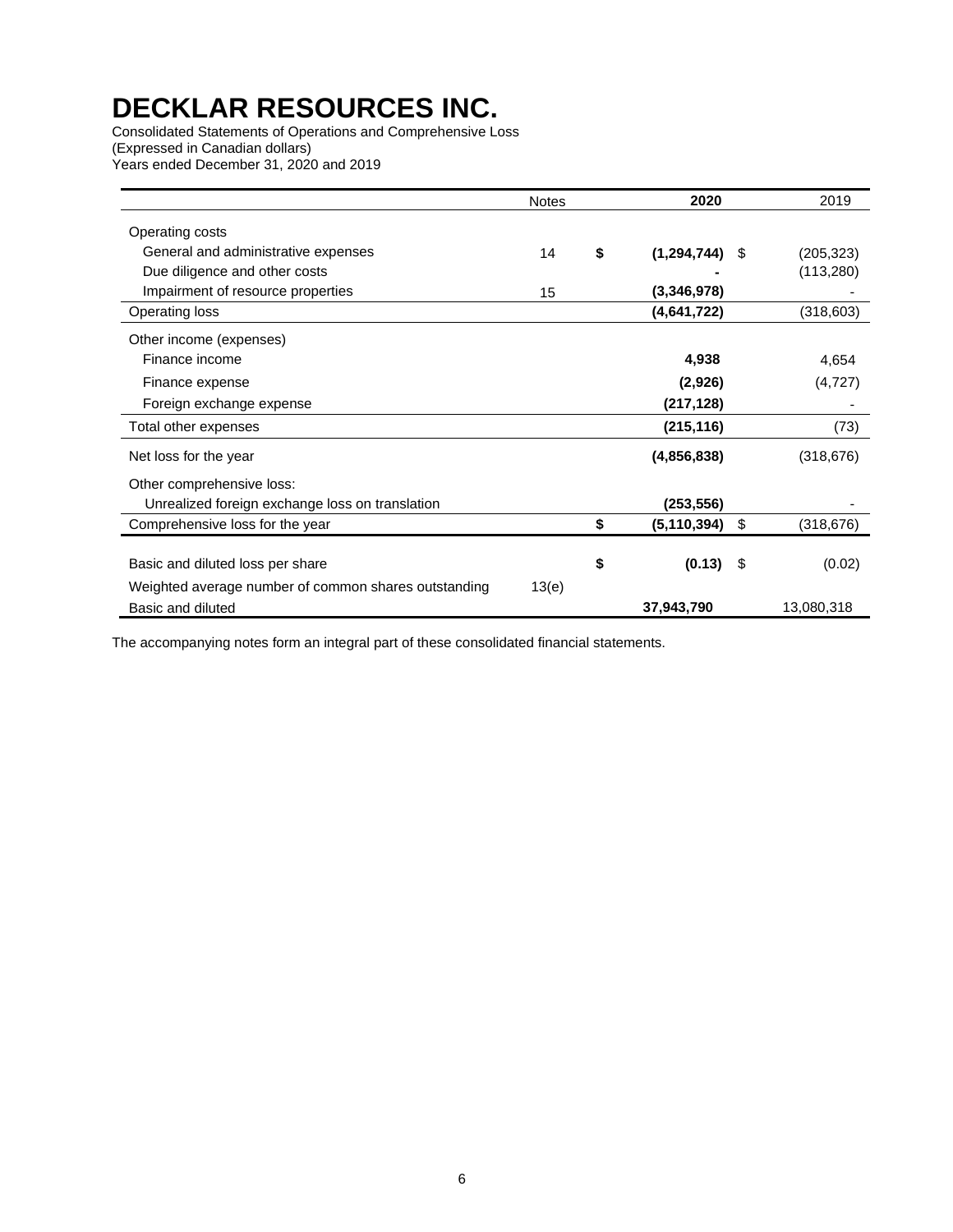# DECKLAR RESOURCES INC.

Consolidated Statements of Operations and Comprehensive Loss
(Expressed in Canadian dollars)
Years ended December 31, 2020 and 2019

| | Notes | 2020 | 2019 |
|---|---|---|---|
| Operating costs | | | |
| General and administrative expenses | 14 | **$ (1,294,744)** | $ (205,323) |
| Due diligence and other costs | | **-** | (113,280) |
| Impairment of resource properties | 15 | **(3,346,978)** | - |
| Operating loss | | **(4,641,722)** | (318,603) |
| Other income (expenses) | | | |
| Finance income | | **4,938** | 4,654 |
| Finance expense | | **(2,926)** | (4,727) |
| Foreign exchange expense | | **(217,128)** | - |
| Total other expenses | | **(215,116)** | (73) |
| Net loss for the year | | **(4,856,838)** | (318,676) |
| Other comprehensive loss: | | | |
| Unrealized foreign exchange loss on translation | | **(253,556)** | - |
| Comprehensive loss for the year | | **$ (5,110,394)** | $ (318,676) |
| Basic and diluted loss per share | | **$ (0.13)** | $ (0.02) |
| Weighted average number of common shares outstanding | 13(e) | | |
| Basic and diluted | | **37,943,790** | 13,080,318 |

The accompanying notes form an integral part of these consolidated financial statements.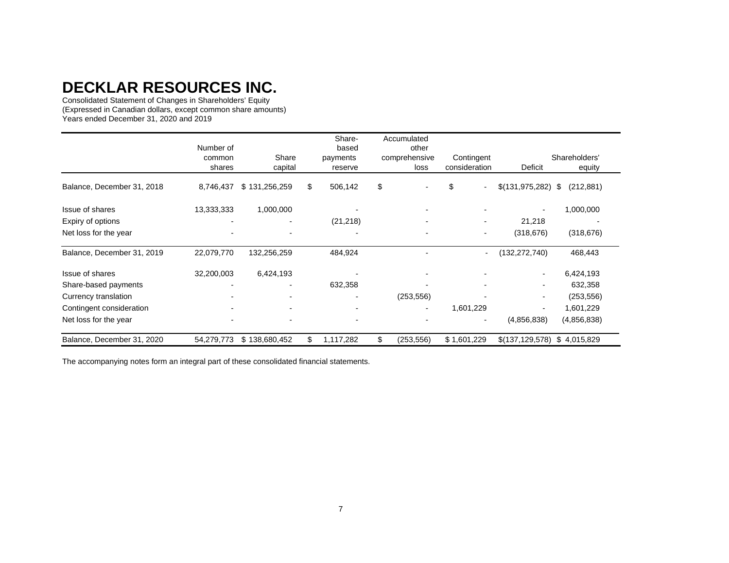# DECKLAR RESOURCES INC.

Consolidated Statement of Changes in Shareholders' Equity
(Expressed in Canadian dollars, except common share amounts)
Years ended December 31, 2020 and 2019

| | Number of common shares | Share capital | Share-based payments reserve | Accumulated other comprehensive loss | Contingent consideration | Deficit | Shareholders' equity |
|---|---|---|---|---|---|---|---|
| Balance, December 31, 2018 | 8,746,437 | $ 131,256,259 | $ 506,142 | $ - | $ - | $(131,975,282) | $ (212,881) |
| Issue of shares | 13,333,333 | 1,000,000 | - | - | - | - | 1,000,000 |
| Expiry of options | - | - | (21,218) | - | - | 21,218 | - |
| Net loss for the year | - | - | - | - | - | (318,676) | (318,676) |
| Balance, December 31, 2019 | 22,079,770 | 132,256,259 | 484,924 | - | - | (132,272,740) | 468,443 |
| Issue of shares | 32,200,003 | 6,424,193 | - | - | - | - | 6,424,193 |
| Share-based payments | - | - | 632,358 | - | - | - | 632,358 |
| Currency translation | - | - | - | (253,556) | - | - | (253,556) |
| Contingent consideration | - | - | - | - | 1,601,229 | - | 1,601,229 |
| Net loss for the year | - | - | - | - | - | (4,856,838) | (4,856,838) |
| Balance, December 31, 2020 | 54,279,773 | $ 138,680,452 | $ 1,117,282 | $ (253,556) | $ 1,601,229 | $(137,129,578) | $ 4,015,829 |

The accompanying notes form an integral part of these consolidated financial statements.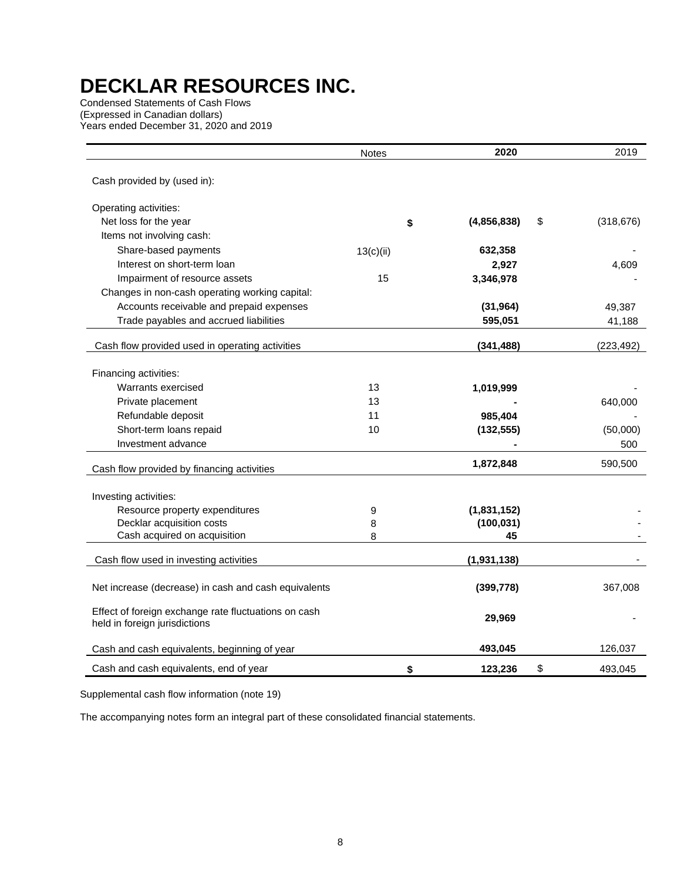# DECKLAR RESOURCES INC.

Condensed Statements of Cash Flows
(Expressed in Canadian dollars)
Years ended December 31, 2020 and 2019

| | Notes | 2020 | 2019 |
|---|---|---|---|
| Cash provided by (used in): | | | |
| Operating activities: | | | |
| Net loss for the year | | $ (4,856,838) | $ (318,676) |
| Items not involving cash: | | | |
| Share-based payments | 13(c)(ii) | 632,358 | - |
| Interest on short-term loan | | 2,927 | 4,609 |
| Impairment of resource assets | 15 | 3,346,978 | - |
| Changes in non-cash operating working capital: | | | |
| Accounts receivable and prepaid expenses | | (31,964) | 49,387 |
| Trade payables and accrued liabilities | | 595,051 | 41,188 |
| Cash flow provided used in operating activities | | (341,488) | (223,492) |
| Financing activities: | | | |
| Warrants exercised | 13 | 1,019,999 | - |
| Private placement | 13 | - | 640,000 |
| Refundable deposit | 11 | 985,404 | - |
| Short-term loans repaid | 10 | (132,555) | (50,000) |
| Investment advance | | - | 500 |
| Cash flow provided by financing activities | | 1,872,848 | 590,500 |
| Investing activities: | | | |
| Resource property expenditures | 9 | (1,831,152) | - |
| Decklar acquisition costs | 8 | (100,031) | - |
| Cash acquired on acquisition | 8 | 45 | - |
| Cash flow used in investing activities | | (1,931,138) | - |
| Net increase (decrease) in cash and cash equivalents | | (399,778) | 367,008 |
| Effect of foreign exchange rate fluctuations on cash held in foreign jurisdictions | | 29,969 | - |
| Cash and cash equivalents, beginning of year | | 493,045 | 126,037 |
| Cash and cash equivalents, end of year | | $ 123,236 | $ 493,045 |

Supplemental cash flow information (note 19)

The accompanying notes form an integral part of these consolidated financial statements.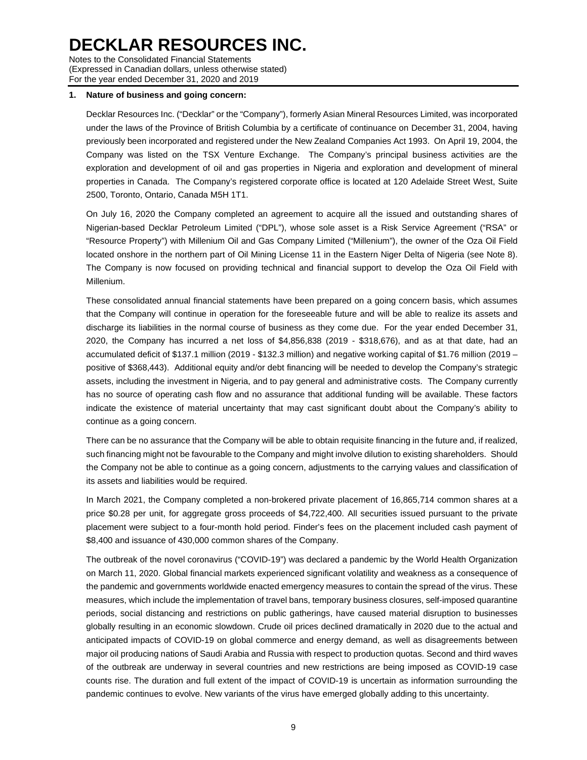# DECKLAR RESOURCES INC.

Notes to the Consolidated Financial Statements
(Expressed in Canadian dollars, unless otherwise stated)
For the year ended December 31, 2020 and 2019

## 1. Nature of business and going concern:

Decklar Resources Inc. ("Decklar" or the "Company"), formerly Asian Mineral Resources Limited, was incorporated under the laws of the Province of British Columbia by a certificate of continuance on December 31, 2004, having previously been incorporated and registered under the New Zealand Companies Act 1993. On April 19, 2004, the Company was listed on the TSX Venture Exchange. The Company's principal business activities are the exploration and development of oil and gas properties in Nigeria and exploration and development of mineral properties in Canada. The Company's registered corporate office is located at 120 Adelaide Street West, Suite 2500, Toronto, Ontario, Canada M5H 1T1.

On July 16, 2020 the Company completed an agreement to acquire all the issued and outstanding shares of Nigerian-based Decklar Petroleum Limited ("DPL"), whose sole asset is a Risk Service Agreement ("RSA" or "Resource Property") with Millenium Oil and Gas Company Limited ("Millenium"), the owner of the Oza Oil Field located onshore in the northern part of Oil Mining License 11 in the Eastern Niger Delta of Nigeria (see Note 8). The Company is now focused on providing technical and financial support to develop the Oza Oil Field with Millenium.

These consolidated annual financial statements have been prepared on a going concern basis, which assumes that the Company will continue in operation for the foreseeable future and will be able to realize its assets and discharge its liabilities in the normal course of business as they come due. For the year ended December 31, 2020, the Company has incurred a net loss of $4,856,838 (2019 - $318,676), and as at that date, had an accumulated deficit of $137.1 million (2019 - $132.3 million) and negative working capital of $1.76 million (2019 – positive of $368,443). Additional equity and/or debt financing will be needed to develop the Company's strategic assets, including the investment in Nigeria, and to pay general and administrative costs. The Company currently has no source of operating cash flow and no assurance that additional funding will be available. These factors indicate the existence of material uncertainty that may cast significant doubt about the Company's ability to continue as a going concern.

There can be no assurance that the Company will be able to obtain requisite financing in the future and, if realized, such financing might not be favourable to the Company and might involve dilution to existing shareholders. Should the Company not be able to continue as a going concern, adjustments to the carrying values and classification of its assets and liabilities would be required.

In March 2021, the Company completed a non-brokered private placement of 16,865,714 common shares at a price $0.28 per unit, for aggregate gross proceeds of $4,722,400. All securities issued pursuant to the private placement were subject to a four-month hold period. Finder's fees on the placement included cash payment of $8,400 and issuance of 430,000 common shares of the Company.

The outbreak of the novel coronavirus ("COVID-19") was declared a pandemic by the World Health Organization on March 11, 2020. Global financial markets experienced significant volatility and weakness as a consequence of the pandemic and governments worldwide enacted emergency measures to contain the spread of the virus. These measures, which include the implementation of travel bans, temporary business closures, self-imposed quarantine periods, social distancing and restrictions on public gatherings, have caused material disruption to businesses globally resulting in an economic slowdown. Crude oil prices declined dramatically in 2020 due to the actual and anticipated impacts of COVID-19 on global commerce and energy demand, as well as disagreements between major oil producing nations of Saudi Arabia and Russia with respect to production quotas. Second and third waves of the outbreak are underway in several countries and new restrictions are being imposed as COVID-19 case counts rise. The duration and full extent of the impact of COVID-19 is uncertain as information surrounding the pandemic continues to evolve. New variants of the virus have emerged globally adding to this uncertainty.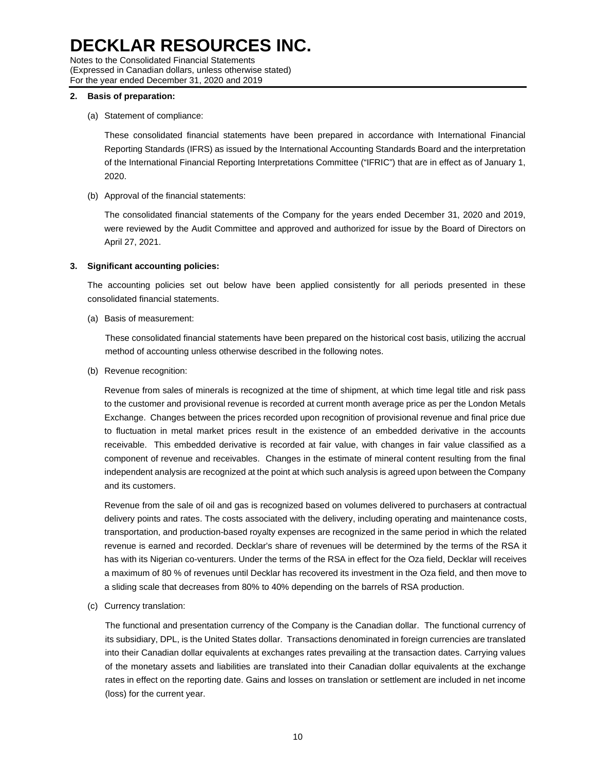# DECKLAR RESOURCES INC.

Notes to the Consolidated Financial Statements
(Expressed in Canadian dollars, unless otherwise stated)
For the year ended December 31, 2020 and 2019

**2. Basis of preparation:**

(a) Statement of compliance:

These consolidated financial statements have been prepared in accordance with International Financial Reporting Standards (IFRS) as issued by the International Accounting Standards Board and the interpretation of the International Financial Reporting Interpretations Committee ("IFRIC") that are in effect as of January 1, 2020.

(b) Approval of the financial statements:

The consolidated financial statements of the Company for the years ended December 31, 2020 and 2019, were reviewed by the Audit Committee and approved and authorized for issue by the Board of Directors on April 27, 2021.

**3. Significant accounting policies:**

The accounting policies set out below have been applied consistently for all periods presented in these consolidated financial statements.

(a) Basis of measurement:

These consolidated financial statements have been prepared on the historical cost basis, utilizing the accrual method of accounting unless otherwise described in the following notes.

(b) Revenue recognition:

Revenue from sales of minerals is recognized at the time of shipment, at which time legal title and risk pass to the customer and provisional revenue is recorded at current month average price as per the London Metals Exchange. Changes between the prices recorded upon recognition of provisional revenue and final price due to fluctuation in metal market prices result in the existence of an embedded derivative in the accounts receivable. This embedded derivative is recorded at fair value, with changes in fair value classified as a component of revenue and receivables. Changes in the estimate of mineral content resulting from the final independent analysis are recognized at the point at which such analysis is agreed upon between the Company and its customers.

Revenue from the sale of oil and gas is recognized based on volumes delivered to purchasers at contractual delivery points and rates. The costs associated with the delivery, including operating and maintenance costs, transportation, and production-based royalty expenses are recognized in the same period in which the related revenue is earned and recorded. Decklar's share of revenues will be determined by the terms of the RSA it has with its Nigerian co-venturers. Under the terms of the RSA in effect for the Oza field, Decklar will receives a maximum of 80 % of revenues until Decklar has recovered its investment in the Oza field, and then move to a sliding scale that decreases from 80% to 40% depending on the barrels of RSA production.

(c) Currency translation:

The functional and presentation currency of the Company is the Canadian dollar. The functional currency of its subsidiary, DPL, is the United States dollar. Transactions denominated in foreign currencies are translated into their Canadian dollar equivalents at exchanges rates prevailing at the transaction dates. Carrying values of the monetary assets and liabilities are translated into their Canadian dollar equivalents at the exchange rates in effect on the reporting date. Gains and losses on translation or settlement are included in net income (loss) for the current year.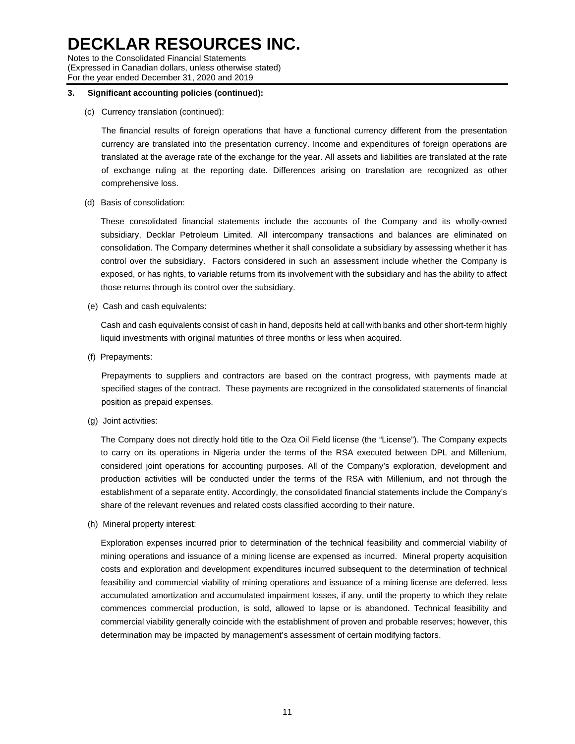**3. Significant accounting policies (continued):**

(c) Currency translation (continued):

The financial results of foreign operations that have a functional currency different from the presentation currency are translated into the presentation currency. Income and expenditures of foreign operations are translated at the average rate of the exchange for the year. All assets and liabilities are translated at the rate of exchange ruling at the reporting date. Differences arising on translation are recognized as other comprehensive loss.

(d) Basis of consolidation:

These consolidated financial statements include the accounts of the Company and its wholly-owned subsidiary, Decklar Petroleum Limited. All intercompany transactions and balances are eliminated on consolidation. The Company determines whether it shall consolidate a subsidiary by assessing whether it has control over the subsidiary. Factors considered in such an assessment include whether the Company is exposed, or has rights, to variable returns from its involvement with the subsidiary and has the ability to affect those returns through its control over the subsidiary.

(e) Cash and cash equivalents:

Cash and cash equivalents consist of cash in hand, deposits held at call with banks and other short-term highly liquid investments with original maturities of three months or less when acquired.

(f) Prepayments:

Prepayments to suppliers and contractors are based on the contract progress, with payments made at specified stages of the contract. These payments are recognized in the consolidated statements of financial position as prepaid expenses.

(g) Joint activities:

The Company does not directly hold title to the Oza Oil Field license (the "License"). The Company expects to carry on its operations in Nigeria under the terms of the RSA executed between DPL and Millenium, considered joint operations for accounting purposes. All of the Company's exploration, development and production activities will be conducted under the terms of the RSA with Millenium, and not through the establishment of a separate entity. Accordingly, the consolidated financial statements include the Company's share of the relevant revenues and related costs classified according to their nature.

(h) Mineral property interest:

Exploration expenses incurred prior to determination of the technical feasibility and commercial viability of mining operations and issuance of a mining license are expensed as incurred. Mineral property acquisition costs and exploration and development expenditures incurred subsequent to the determination of technical feasibility and commercial viability of mining operations and issuance of a mining license are deferred, less accumulated amortization and accumulated impairment losses, if any, until the property to which they relate commences commercial production, is sold, allowed to lapse or is abandoned. Technical feasibility and commercial viability generally coincide with the establishment of proven and probable reserves; however, this determination may be impacted by management's assessment of certain modifying factors.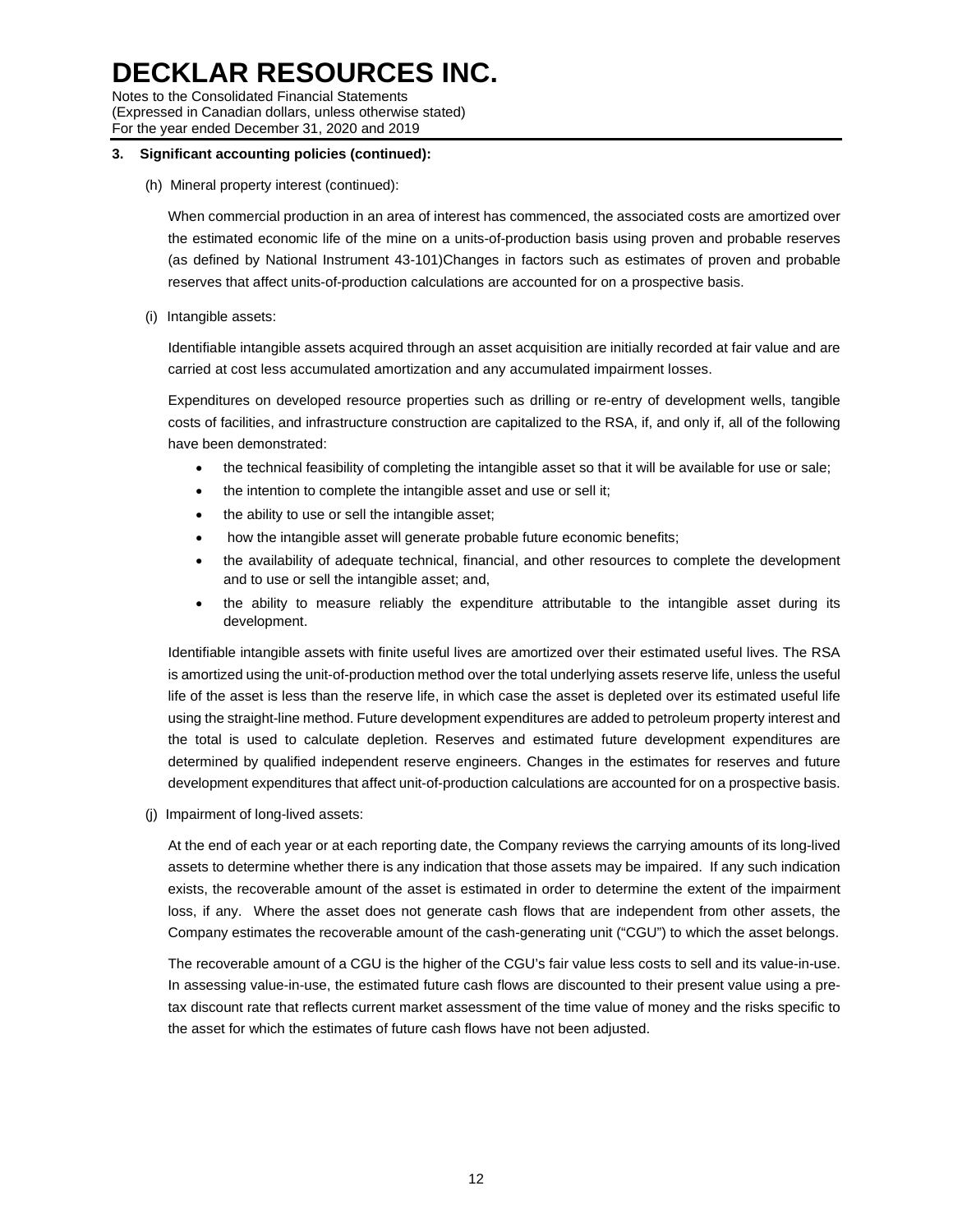### 3. Significant accounting policies (continued):

(h) Mineral property interest (continued):

When commercial production in an area of interest has commenced, the associated costs are amortized over the estimated economic life of the mine on a units-of-production basis using proven and probable reserves (as defined by National Instrument 43-101)Changes in factors such as estimates of proven and probable reserves that affect units-of-production calculations are accounted for on a prospective basis.

(i) Intangible assets:

Identifiable intangible assets acquired through an asset acquisition are initially recorded at fair value and are carried at cost less accumulated amortization and any accumulated impairment losses.

Expenditures on developed resource properties such as drilling or re-entry of development wells, tangible costs of facilities, and infrastructure construction are capitalized to the RSA, if, and only if, all of the following have been demonstrated:

- the technical feasibility of completing the intangible asset so that it will be available for use or sale;
- the intention to complete the intangible asset and use or sell it;
- the ability to use or sell the intangible asset;
- how the intangible asset will generate probable future economic benefits;
- the availability of adequate technical, financial, and other resources to complete the development and to use or sell the intangible asset; and,
- the ability to measure reliably the expenditure attributable to the intangible asset during its development.

Identifiable intangible assets with finite useful lives are amortized over their estimated useful lives. The RSA is amortized using the unit-of-production method over the total underlying assets reserve life, unless the useful life of the asset is less than the reserve life, in which case the asset is depleted over its estimated useful life using the straight-line method. Future development expenditures are added to petroleum property interest and the total is used to calculate depletion. Reserves and estimated future development expenditures are determined by qualified independent reserve engineers. Changes in the estimates for reserves and future development expenditures that affect unit-of-production calculations are accounted for on a prospective basis.

(j) Impairment of long-lived assets:

At the end of each year or at each reporting date, the Company reviews the carrying amounts of its long-lived assets to determine whether there is any indication that those assets may be impaired. If any such indication exists, the recoverable amount of the asset is estimated in order to determine the extent of the impairment loss, if any. Where the asset does not generate cash flows that are independent from other assets, the Company estimates the recoverable amount of the cash-generating unit ("CGU") to which the asset belongs.

The recoverable amount of a CGU is the higher of the CGU's fair value less costs to sell and its value-in-use. In assessing value-in-use, the estimated future cash flows are discounted to their present value using a pre-tax discount rate that reflects current market assessment of the time value of money and the risks specific to the asset for which the estimates of future cash flows have not been adjusted.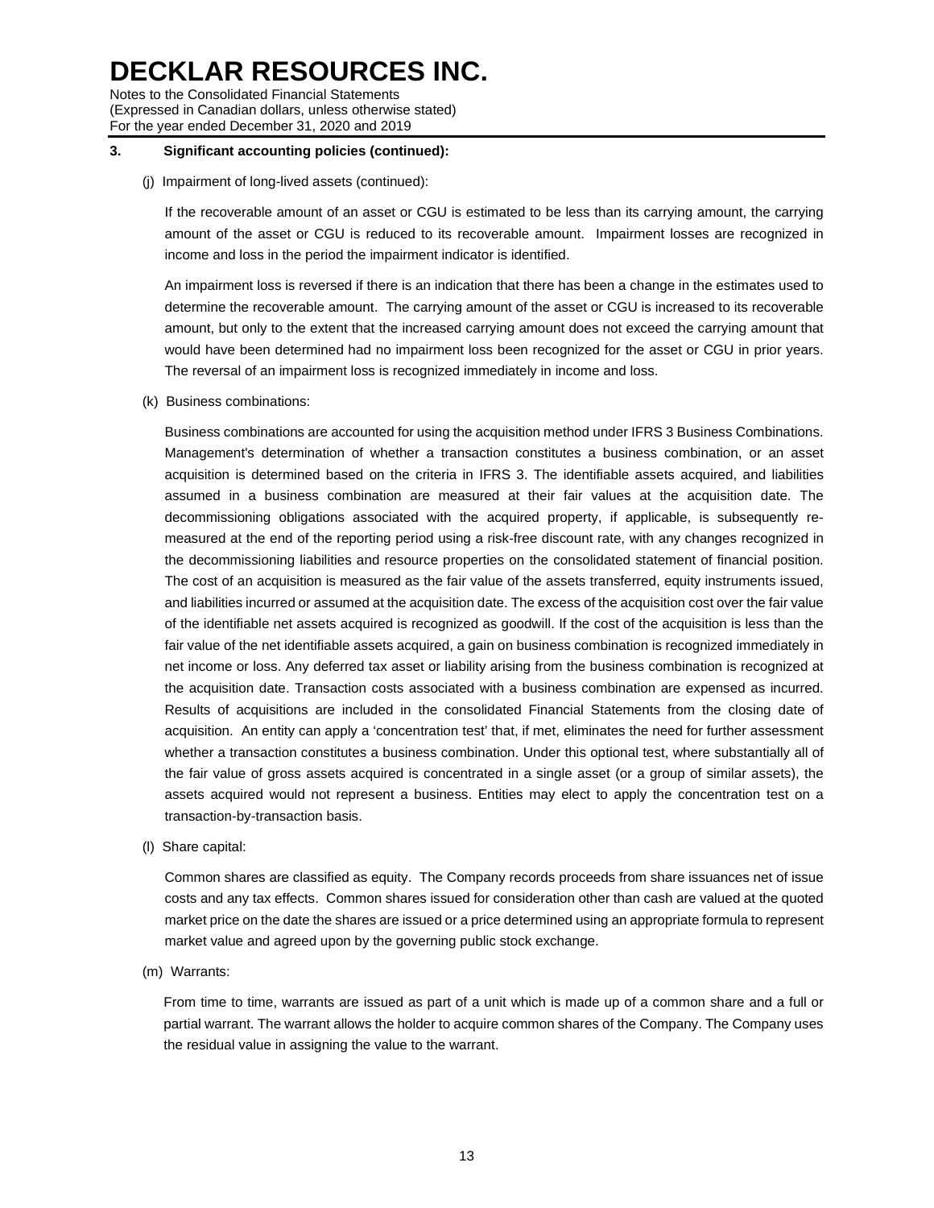### 3. Significant accounting policies (continued):

(j) Impairment of long-lived assets (continued):

If the recoverable amount of an asset or CGU is estimated to be less than its carrying amount, the carrying amount of the asset or CGU is reduced to its recoverable amount. Impairment losses are recognized in income and loss in the period the impairment indicator is identified.

An impairment loss is reversed if there is an indication that there has been a change in the estimates used to determine the recoverable amount. The carrying amount of the asset or CGU is increased to its recoverable amount, but only to the extent that the increased carrying amount does not exceed the carrying amount that would have been determined had no impairment loss been recognized for the asset or CGU in prior years. The reversal of an impairment loss is recognized immediately in income and loss.

(k) Business combinations:

Business combinations are accounted for using the acquisition method under IFRS 3 Business Combinations. Management's determination of whether a transaction constitutes a business combination, or an asset acquisition is determined based on the criteria in IFRS 3. The identifiable assets acquired, and liabilities assumed in a business combination are measured at their fair values at the acquisition date. The decommissioning obligations associated with the acquired property, if applicable, is subsequently re-measured at the end of the reporting period using a risk-free discount rate, with any changes recognized in the decommissioning liabilities and resource properties on the consolidated statement of financial position. The cost of an acquisition is measured as the fair value of the assets transferred, equity instruments issued, and liabilities incurred or assumed at the acquisition date. The excess of the acquisition cost over the fair value of the identifiable net assets acquired is recognized as goodwill. If the cost of the acquisition is less than the fair value of the net identifiable assets acquired, a gain on business combination is recognized immediately in net income or loss. Any deferred tax asset or liability arising from the business combination is recognized at the acquisition date. Transaction costs associated with a business combination are expensed as incurred. Results of acquisitions are included in the consolidated Financial Statements from the closing date of acquisition. An entity can apply a 'concentration test' that, if met, eliminates the need for further assessment whether a transaction constitutes a business combination. Under this optional test, where substantially all of the fair value of gross assets acquired is concentrated in a single asset (or a group of similar assets), the assets acquired would not represent a business. Entities may elect to apply the concentration test on a transaction-by-transaction basis.

(l) Share capital:

Common shares are classified as equity. The Company records proceeds from share issuances net of issue costs and any tax effects. Common shares issued for consideration other than cash are valued at the quoted market price on the date the shares are issued or a price determined using an appropriate formula to represent market value and agreed upon by the governing public stock exchange.

(m) Warrants:

From time to time, warrants are issued as part of a unit which is made up of a common share and a full or partial warrant. The warrant allows the holder to acquire common shares of the Company. The Company uses the residual value in assigning the value to the warrant.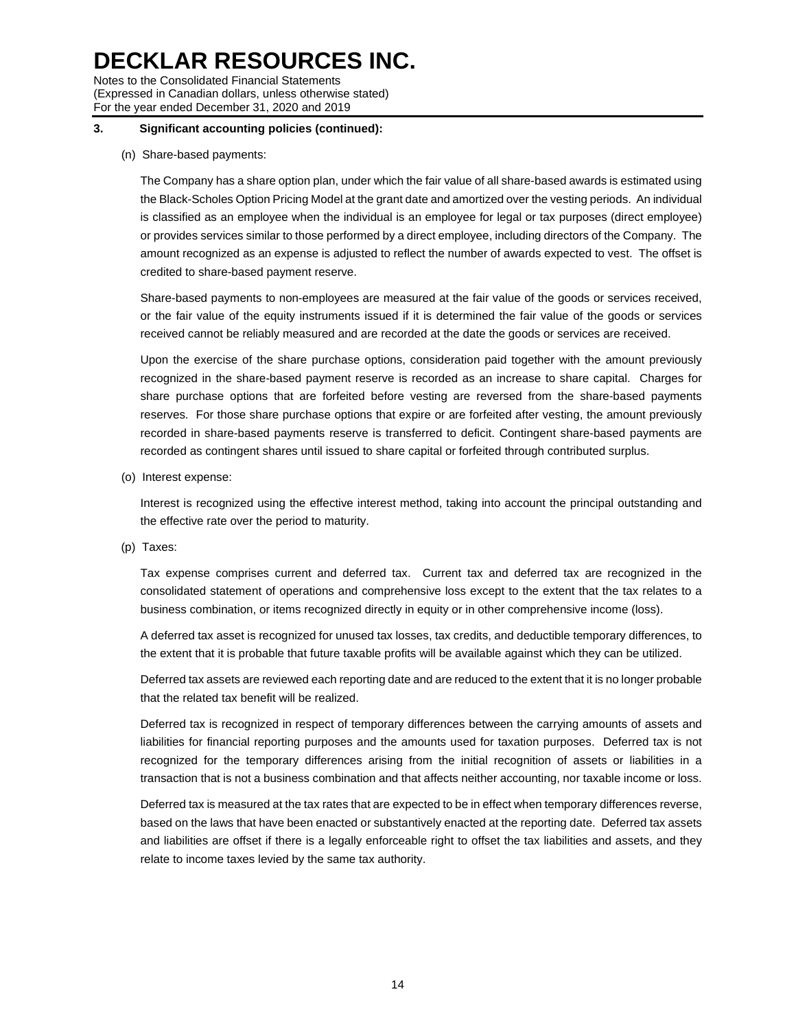### 3. Significant accounting policies (continued):

(n) Share-based payments:

The Company has a share option plan, under which the fair value of all share-based awards is estimated using the Black-Scholes Option Pricing Model at the grant date and amortized over the vesting periods. An individual is classified as an employee when the individual is an employee for legal or tax purposes (direct employee) or provides services similar to those performed by a direct employee, including directors of the Company. The amount recognized as an expense is adjusted to reflect the number of awards expected to vest. The offset is credited to share-based payment reserve.

Share-based payments to non-employees are measured at the fair value of the goods or services received, or the fair value of the equity instruments issued if it is determined the fair value of the goods or services received cannot be reliably measured and are recorded at the date the goods or services are received.

Upon the exercise of the share purchase options, consideration paid together with the amount previously recognized in the share-based payment reserve is recorded as an increase to share capital. Charges for share purchase options that are forfeited before vesting are reversed from the share-based payments reserves. For those share purchase options that expire or are forfeited after vesting, the amount previously recorded in share-based payments reserve is transferred to deficit. Contingent share-based payments are recorded as contingent shares until issued to share capital or forfeited through contributed surplus.

(o) Interest expense:

Interest is recognized using the effective interest method, taking into account the principal outstanding and the effective rate over the period to maturity.

(p) Taxes:

Tax expense comprises current and deferred tax. Current tax and deferred tax are recognized in the consolidated statement of operations and comprehensive loss except to the extent that the tax relates to a business combination, or items recognized directly in equity or in other comprehensive income (loss).

A deferred tax asset is recognized for unused tax losses, tax credits, and deductible temporary differences, to the extent that it is probable that future taxable profits will be available against which they can be utilized.

Deferred tax assets are reviewed each reporting date and are reduced to the extent that it is no longer probable that the related tax benefit will be realized.

Deferred tax is recognized in respect of temporary differences between the carrying amounts of assets and liabilities for financial reporting purposes and the amounts used for taxation purposes. Deferred tax is not recognized for the temporary differences arising from the initial recognition of assets or liabilities in a transaction that is not a business combination and that affects neither accounting, nor taxable income or loss.

Deferred tax is measured at the tax rates that are expected to be in effect when temporary differences reverse, based on the laws that have been enacted or substantively enacted at the reporting date. Deferred tax assets and liabilities are offset if there is a legally enforceable right to offset the tax liabilities and assets, and they relate to income taxes levied by the same tax authority.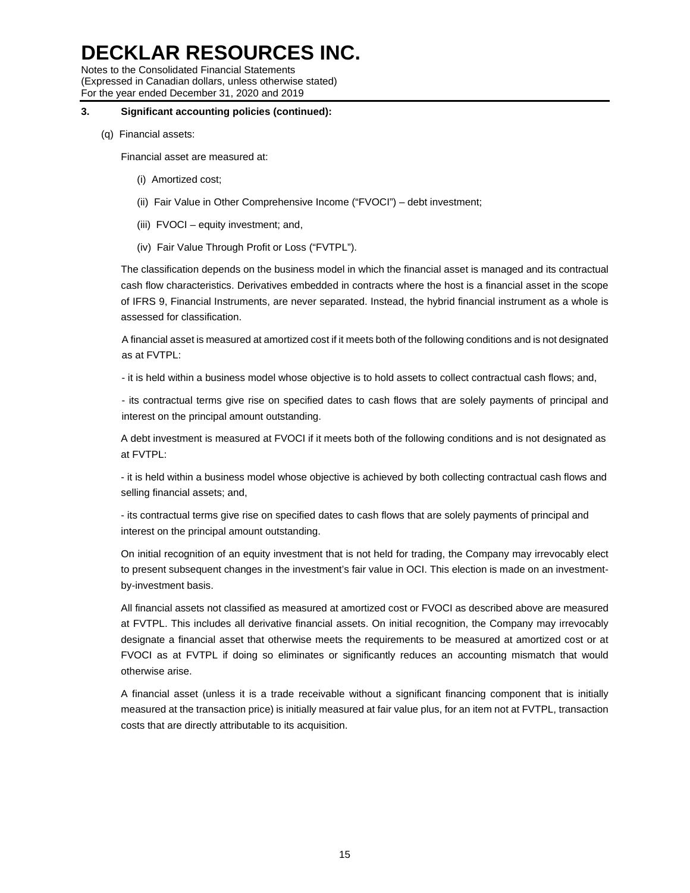### 3. Significant accounting policies (continued):

(q) Financial assets:

Financial asset are measured at:

(i) Amortized cost;

(ii) Fair Value in Other Comprehensive Income ("FVOCI") – debt investment;

(iii) FVOCI – equity investment; and,

(iv) Fair Value Through Profit or Loss ("FVTPL").

The classification depends on the business model in which the financial asset is managed and its contractual cash flow characteristics. Derivatives embedded in contracts where the host is a financial asset in the scope of IFRS 9, Financial Instruments, are never separated. Instead, the hybrid financial instrument as a whole is assessed for classification.

A financial asset is measured at amortized cost if it meets both of the following conditions and is not designated as at FVTPL:

- it is held within a business model whose objective is to hold assets to collect contractual cash flows; and,

- its contractual terms give rise on specified dates to cash flows that are solely payments of principal and interest on the principal amount outstanding.

A debt investment is measured at FVOCI if it meets both of the following conditions and is not designated as at FVTPL:

- it is held within a business model whose objective is achieved by both collecting contractual cash flows and selling financial assets; and,

- its contractual terms give rise on specified dates to cash flows that are solely payments of principal and interest on the principal amount outstanding.

On initial recognition of an equity investment that is not held for trading, the Company may irrevocably elect to present subsequent changes in the investment's fair value in OCI. This election is made on an investment-by-investment basis.

All financial assets not classified as measured at amortized cost or FVOCI as described above are measured at FVTPL. This includes all derivative financial assets. On initial recognition, the Company may irrevocably designate a financial asset that otherwise meets the requirements to be measured at amortized cost or at FVOCI as at FVTPL if doing so eliminates or significantly reduces an accounting mismatch that would otherwise arise.

A financial asset (unless it is a trade receivable without a significant financing component that is initially measured at the transaction price) is initially measured at fair value plus, for an item not at FVTPL, transaction costs that are directly attributable to its acquisition.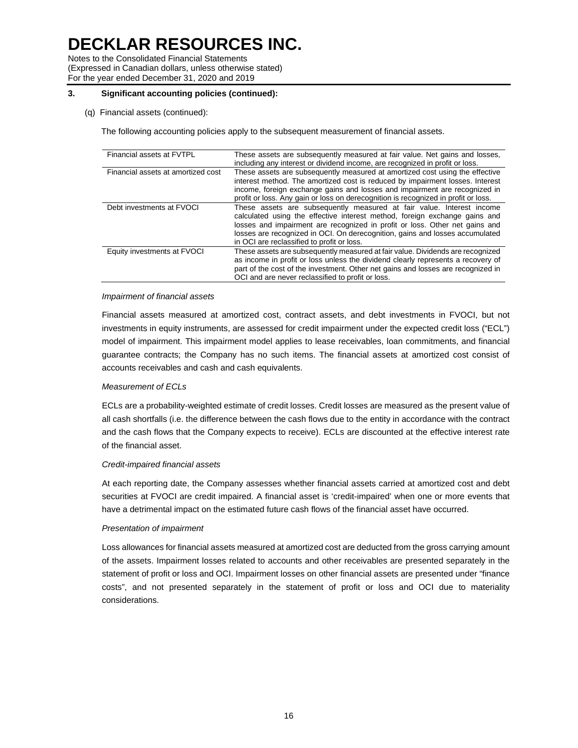### 3. Significant accounting policies (continued):

(q) Financial assets (continued):

The following accounting policies apply to the subsequent measurement of financial assets.

| | |
|---|---|
| Financial assets at FVTPL | These assets are subsequently measured at fair value. Net gains and losses, including any interest or dividend income, are recognized in profit or loss. |
| Financial assets at amortized cost | These assets are subsequently measured at amortized cost using the effective interest method. The amortized cost is reduced by impairment losses. Interest income, foreign exchange gains and losses and impairment are recognized in profit or loss. Any gain or loss on derecognition is recognized in profit or loss. |
| Debt investments at FVOCI | These assets are subsequently measured at fair value. Interest income calculated using the effective interest method, foreign exchange gains and losses and impairment are recognized in profit or loss. Other net gains and losses are recognized in OCI. On derecognition, gains and losses accumulated in OCI are reclassified to profit or loss. |
| Equity investments at FVOCI | These assets are subsequently measured at fair value. Dividends are recognized as income in profit or loss unless the dividend clearly represents a recovery of part of the cost of the investment. Other net gains and losses are recognized in OCI and are never reclassified to profit or loss. |

*Impairment of financial assets*

Financial assets measured at amortized cost, contract assets, and debt investments in FVOCI, but not investments in equity instruments, are assessed for credit impairment under the expected credit loss ("ECL") model of impairment. This impairment model applies to lease receivables, loan commitments, and financial guarantee contracts; the Company has no such items. The financial assets at amortized cost consist of accounts receivables and cash and cash equivalents.

*Measurement of ECLs*

ECLs are a probability-weighted estimate of credit losses. Credit losses are measured as the present value of all cash shortfalls (i.e. the difference between the cash flows due to the entity in accordance with the contract and the cash flows that the Company expects to receive). ECLs are discounted at the effective interest rate of the financial asset.

*Credit-impaired financial assets*

At each reporting date, the Company assesses whether financial assets carried at amortized cost and debt securities at FVOCI are credit impaired. A financial asset is 'credit-impaired' when one or more events that have a detrimental impact on the estimated future cash flows of the financial asset have occurred.

*Presentation of impairment*

Loss allowances for financial assets measured at amortized cost are deducted from the gross carrying amount of the assets. Impairment losses related to accounts and other receivables are presented separately in the statement of profit or loss and OCI. Impairment losses on other financial assets are presented under "finance costs", and not presented separately in the statement of profit or loss and OCI due to materiality considerations.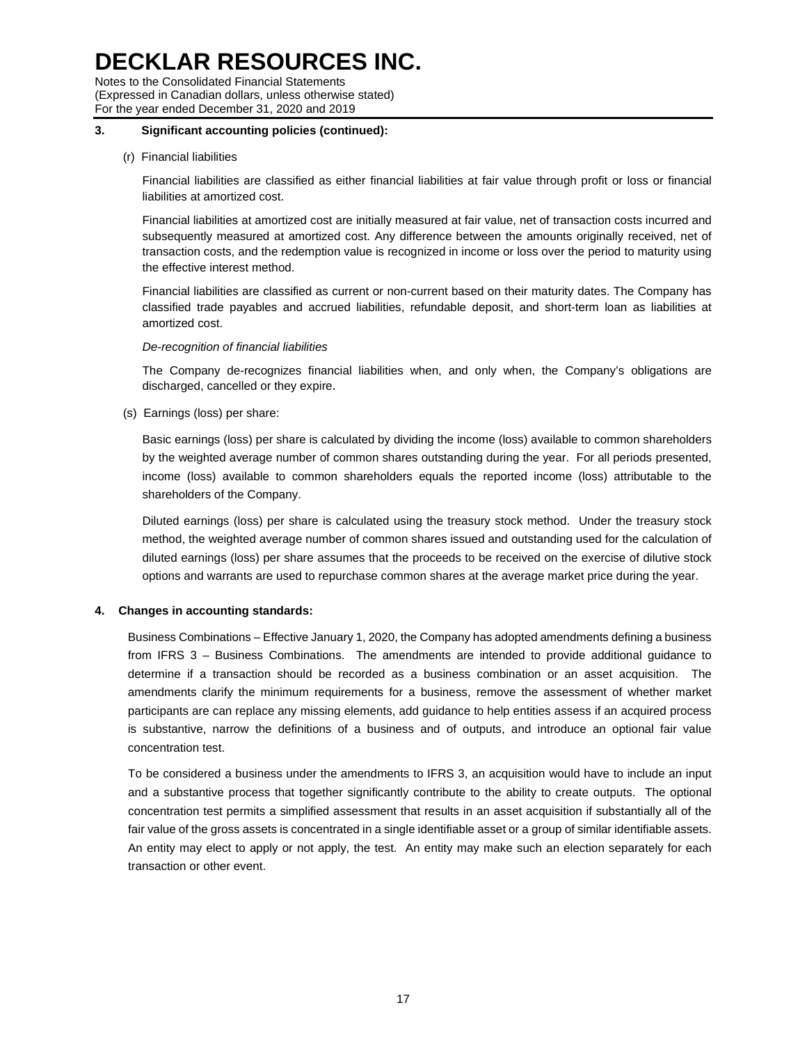# DECKLAR RESOURCES INC.

Notes to the Consolidated Financial Statements
(Expressed in Canadian dollars, unless otherwise stated)
For the year ended December 31, 2020 and 2019

**3. Significant accounting policies (continued):**

(r) Financial liabilities

Financial liabilities are classified as either financial liabilities at fair value through profit or loss or financial liabilities at amortized cost.

Financial liabilities at amortized cost are initially measured at fair value, net of transaction costs incurred and subsequently measured at amortized cost. Any difference between the amounts originally received, net of transaction costs, and the redemption value is recognized in income or loss over the period to maturity using the effective interest method.

Financial liabilities are classified as current or non-current based on their maturity dates. The Company has classified trade payables and accrued liabilities, refundable deposit, and short-term loan as liabilities at amortized cost.

*De-recognition of financial liabilities*

The Company de-recognizes financial liabilities when, and only when, the Company's obligations are discharged, cancelled or they expire.

(s) Earnings (loss) per share:

Basic earnings (loss) per share is calculated by dividing the income (loss) available to common shareholders by the weighted average number of common shares outstanding during the year. For all periods presented, income (loss) available to common shareholders equals the reported income (loss) attributable to the shareholders of the Company.

Diluted earnings (loss) per share is calculated using the treasury stock method. Under the treasury stock method, the weighted average number of common shares issued and outstanding used for the calculation of diluted earnings (loss) per share assumes that the proceeds to be received on the exercise of dilutive stock options and warrants are used to repurchase common shares at the average market price during the year.

**4. Changes in accounting standards:**

Business Combinations – Effective January 1, 2020, the Company has adopted amendments defining a business from IFRS 3 – Business Combinations. The amendments are intended to provide additional guidance to determine if a transaction should be recorded as a business combination or an asset acquisition. The amendments clarify the minimum requirements for a business, remove the assessment of whether market participants are can replace any missing elements, add guidance to help entities assess if an acquired process is substantive, narrow the definitions of a business and of outputs, and introduce an optional fair value concentration test.

To be considered a business under the amendments to IFRS 3, an acquisition would have to include an input and a substantive process that together significantly contribute to the ability to create outputs. The optional concentration test permits a simplified assessment that results in an asset acquisition if substantially all of the fair value of the gross assets is concentrated in a single identifiable asset or a group of similar identifiable assets. An entity may elect to apply or not apply, the test. An entity may make such an election separately for each transaction or other event.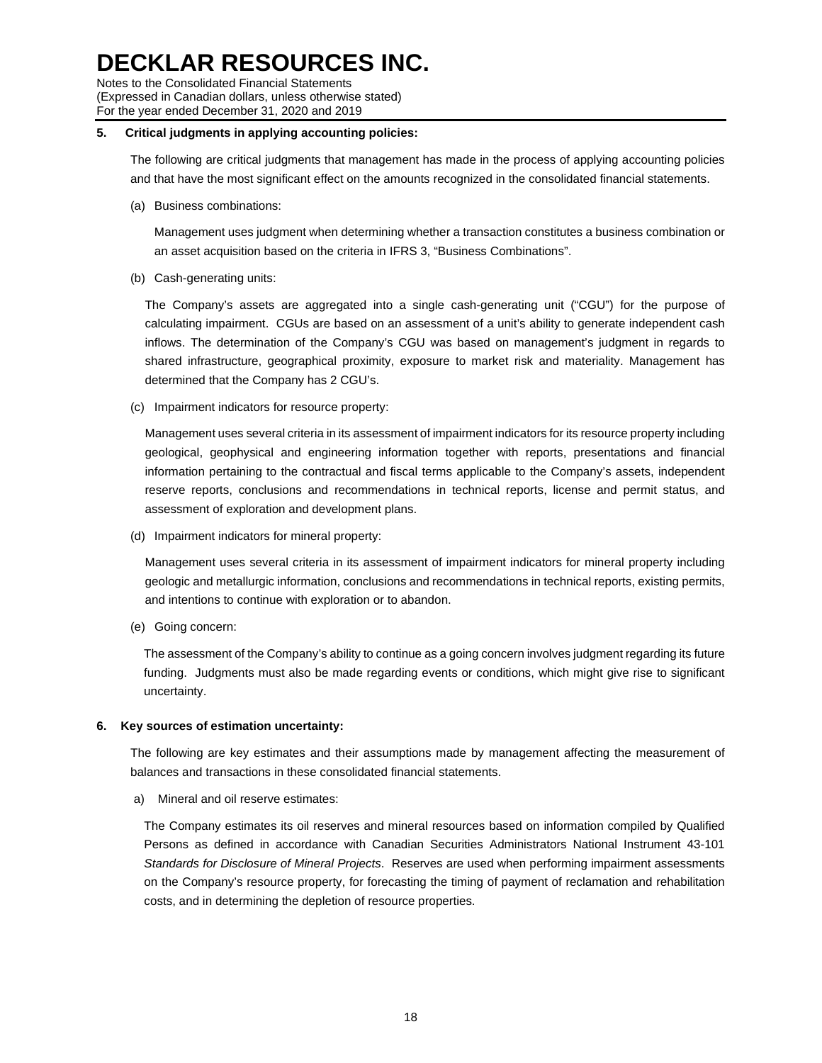## 5. Critical judgments in applying accounting policies:

The following are critical judgments that management has made in the process of applying accounting policies and that have the most significant effect on the amounts recognized in the consolidated financial statements.

(a) Business combinations:

Management uses judgment when determining whether a transaction constitutes a business combination or an asset acquisition based on the criteria in IFRS 3, “Business Combinations”.

(b) Cash-generating units:

The Company’s assets are aggregated into a single cash-generating unit (“CGU”) for the purpose of calculating impairment. CGUs are based on an assessment of a unit's ability to generate independent cash inflows. The determination of the Company’s CGU was based on management’s judgment in regards to shared infrastructure, geographical proximity, exposure to market risk and materiality. Management has determined that the Company has 2 CGU’s.

(c) Impairment indicators for resource property:

Management uses several criteria in its assessment of impairment indicators for its resource property including geological, geophysical and engineering information together with reports, presentations and financial information pertaining to the contractual and fiscal terms applicable to the Company’s assets, independent reserve reports, conclusions and recommendations in technical reports, license and permit status, and assessment of exploration and development plans.

(d) Impairment indicators for mineral property:

Management uses several criteria in its assessment of impairment indicators for mineral property including geologic and metallurgic information, conclusions and recommendations in technical reports, existing permits, and intentions to continue with exploration or to abandon.

(e) Going concern:

The assessment of the Company’s ability to continue as a going concern involves judgment regarding its future funding. Judgments must also be made regarding events or conditions, which might give rise to significant uncertainty.

## 6. Key sources of estimation uncertainty:

The following are key estimates and their assumptions made by management affecting the measurement of balances and transactions in these consolidated financial statements.

a) Mineral and oil reserve estimates:

The Company estimates its oil reserves and mineral resources based on information compiled by Qualified Persons as defined in accordance with Canadian Securities Administrators National Instrument 43-101 *Standards for Disclosure of Mineral Projects*. Reserves are used when performing impairment assessments on the Company’s resource property, for forecasting the timing of payment of reclamation and rehabilitation costs, and in determining the depletion of resource properties.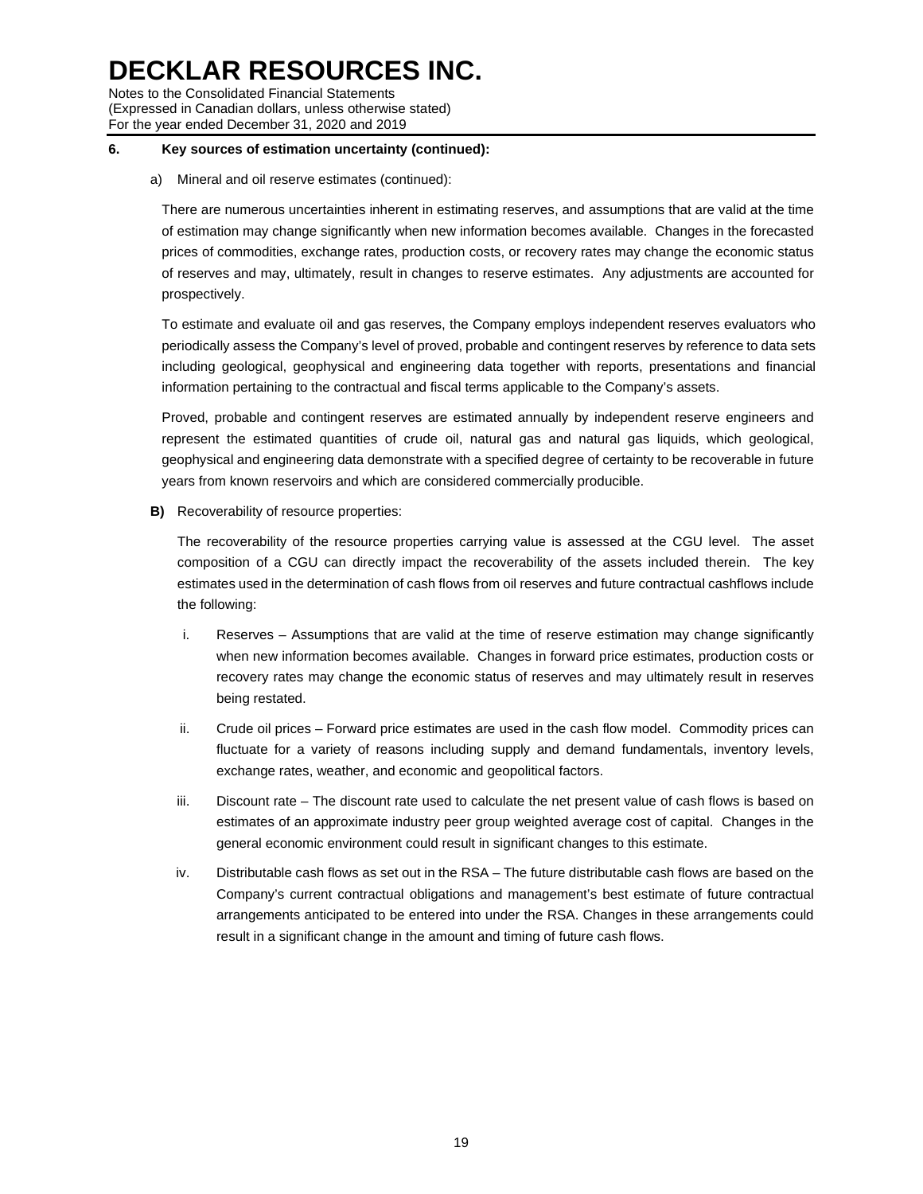### 6. Key sources of estimation uncertainty (continued):

a) Mineral and oil reserve estimates (continued):

There are numerous uncertainties inherent in estimating reserves, and assumptions that are valid at the time of estimation may change significantly when new information becomes available. Changes in the forecasted prices of commodities, exchange rates, production costs, or recovery rates may change the economic status of reserves and may, ultimately, result in changes to reserve estimates. Any adjustments are accounted for prospectively.

To estimate and evaluate oil and gas reserves, the Company employs independent reserves evaluators who periodically assess the Company's level of proved, probable and contingent reserves by reference to data sets including geological, geophysical and engineering data together with reports, presentations and financial information pertaining to the contractual and fiscal terms applicable to the Company's assets.

Proved, probable and contingent reserves are estimated annually by independent reserve engineers and represent the estimated quantities of crude oil, natural gas and natural gas liquids, which geological, geophysical and engineering data demonstrate with a specified degree of certainty to be recoverable in future years from known reservoirs and which are considered commercially producible.

**B)** Recoverability of resource properties:

The recoverability of the resource properties carrying value is assessed at the CGU level. The asset composition of a CGU can directly impact the recoverability of the assets included therein. The key estimates used in the determination of cash flows from oil reserves and future contractual cashflows include the following:

i. Reserves – Assumptions that are valid at the time of reserve estimation may change significantly when new information becomes available. Changes in forward price estimates, production costs or recovery rates may change the economic status of reserves and may ultimately result in reserves being restated.

ii. Crude oil prices – Forward price estimates are used in the cash flow model. Commodity prices can fluctuate for a variety of reasons including supply and demand fundamentals, inventory levels, exchange rates, weather, and economic and geopolitical factors.

iii. Discount rate – The discount rate used to calculate the net present value of cash flows is based on estimates of an approximate industry peer group weighted average cost of capital. Changes in the general economic environment could result in significant changes to this estimate.

iv. Distributable cash flows as set out in the RSA – The future distributable cash flows are based on the Company's current contractual obligations and management's best estimate of future contractual arrangements anticipated to be entered into under the RSA. Changes in these arrangements could result in a significant change in the amount and timing of future cash flows.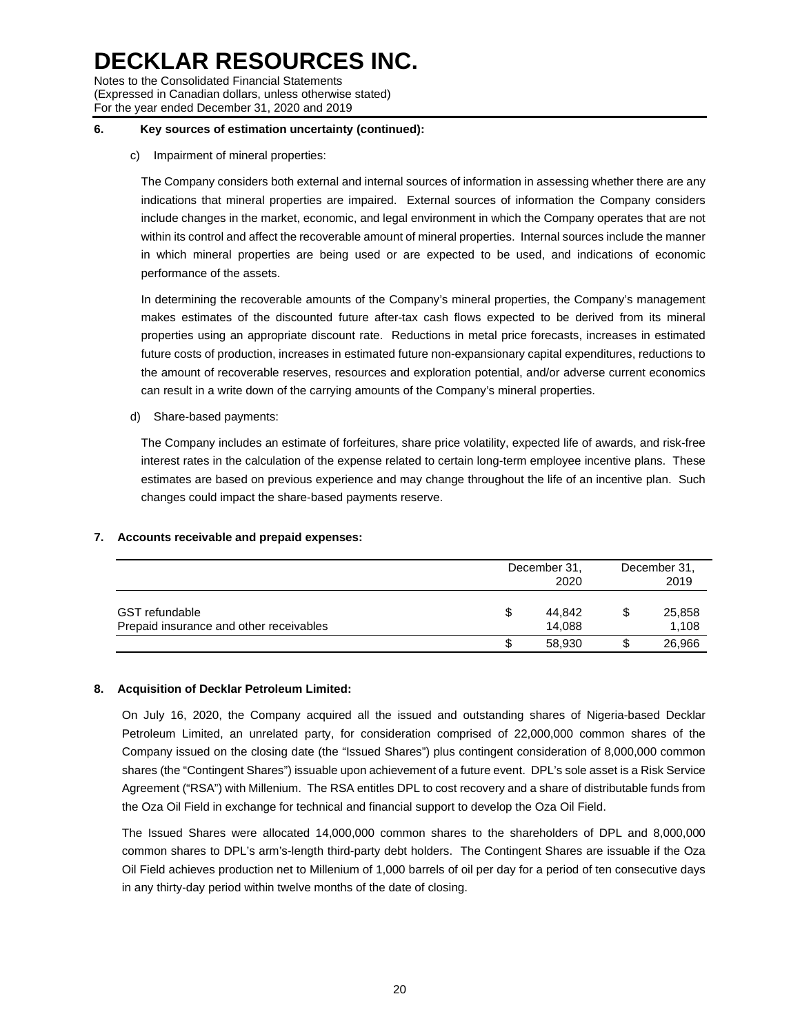# DECKLAR RESOURCES INC.

Notes to the Consolidated Financial Statements
(Expressed in Canadian dollars, unless otherwise stated)
For the year ended December 31, 2020 and 2019

**6. Key sources of estimation uncertainty (continued):**

c) Impairment of mineral properties:

The Company considers both external and internal sources of information in assessing whether there are any indications that mineral properties are impaired. External sources of information the Company considers include changes in the market, economic, and legal environment in which the Company operates that are not within its control and affect the recoverable amount of mineral properties. Internal sources include the manner in which mineral properties are being used or are expected to be used, and indications of economic performance of the assets.

In determining the recoverable amounts of the Company's mineral properties, the Company's management makes estimates of the discounted future after-tax cash flows expected to be derived from its mineral properties using an appropriate discount rate. Reductions in metal price forecasts, increases in estimated future costs of production, increases in estimated future non-expansionary capital expenditures, reductions to the amount of recoverable reserves, resources and exploration potential, and/or adverse current economics can result in a write down of the carrying amounts of the Company's mineral properties.

d) Share-based payments:

The Company includes an estimate of forfeitures, share price volatility, expected life of awards, and risk-free interest rates in the calculation of the expense related to certain long-term employee incentive plans. These estimates are based on previous experience and may change throughout the life of an incentive plan. Such changes could impact the share-based payments reserve.

**7. Accounts receivable and prepaid expenses:**

| | December 31, 2020 | December 31, 2019 |
|---|---|---|
| GST refundable | $ 44,842 | $ 25,858 |
| Prepaid insurance and other receivables | 14,088 | 1,108 |
| | $ 58,930 | $ 26,966 |

**8. Acquisition of Decklar Petroleum Limited:**

On July 16, 2020, the Company acquired all the issued and outstanding shares of Nigeria-based Decklar Petroleum Limited, an unrelated party, for consideration comprised of 22,000,000 common shares of the Company issued on the closing date (the "Issued Shares") plus contingent consideration of 8,000,000 common shares (the "Contingent Shares") issuable upon achievement of a future event. DPL's sole asset is a Risk Service Agreement ("RSA") with Millenium. The RSA entitles DPL to cost recovery and a share of distributable funds from the Oza Oil Field in exchange for technical and financial support to develop the Oza Oil Field.

The Issued Shares were allocated 14,000,000 common shares to the shareholders of DPL and 8,000,000 common shares to DPL's arm's-length third-party debt holders. The Contingent Shares are issuable if the Oza Oil Field achieves production net to Millenium of 1,000 barrels of oil per day for a period of ten consecutive days in any thirty-day period within twelve months of the date of closing.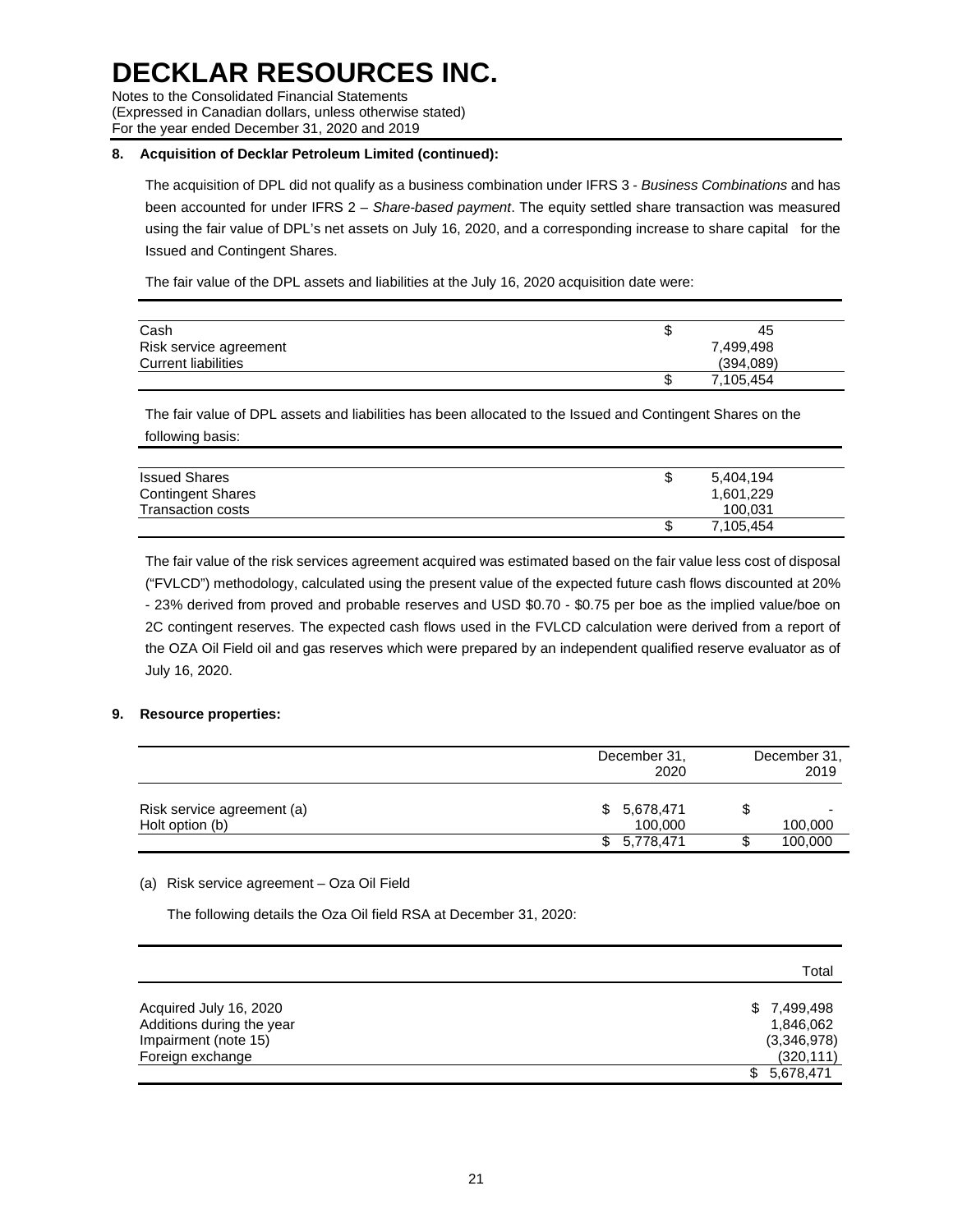# DECKLAR RESOURCES INC.

Notes to the Consolidated Financial Statements
(Expressed in Canadian dollars, unless otherwise stated)
For the year ended December 31, 2020 and 2019

**8. Acquisition of Decklar Petroleum Limited (continued):**

The acquisition of DPL did not qualify as a business combination under IFRS 3 - *Business Combinations* and has been accounted for under IFRS 2 – *Share-based payment*. The equity settled share transaction was measured using the fair value of DPL's net assets on July 16, 2020, and a corresponding increase to share capital for the Issued and Contingent Shares.

The fair value of the DPL assets and liabilities at the July 16, 2020 acquisition date were:

| | |
|---|---|
| Cash | $ 45 |
| Risk service agreement | 7,499,498 |
| Current liabilities | (394,089) |
| | $ 7,105,454 |

The fair value of DPL assets and liabilities has been allocated to the Issued and Contingent Shares on the following basis:

| | |
|---|---|
| Issued Shares | $ 5,404,194 |
| Contingent Shares | 1,601,229 |
| Transaction costs | 100,031 |
| | $ 7,105,454 |

The fair value of the risk services agreement acquired was estimated based on the fair value less cost of disposal ("FVLCD") methodology, calculated using the present value of the expected future cash flows discounted at 20% - 23% derived from proved and probable reserves and USD $0.70 - $0.75 per boe as the implied value/boe on 2C contingent reserves. The expected cash flows used in the FVLCD calculation were derived from a report of the OZA Oil Field oil and gas reserves which were prepared by an independent qualified reserve evaluator as of July 16, 2020.

**9. Resource properties:**

| | December 31, 2020 | December 31, 2019 |
|---|---|---|
| Risk service agreement (a) | $ 5,678,471 | $ - |
| Holt option (b) | 100,000 | 100,000 |
| | $ 5,778,471 | $ 100,000 |

(a) Risk service agreement – Oza Oil Field

The following details the Oza Oil field RSA at December 31, 2020:

| | Total |
|---|---|
| Acquired July 16, 2020 | $ 7,499,498 |
| Additions during the year | 1,846,062 |
| Impairment (note 15) | (3,346,978) |
| Foreign exchange | (320,111) |
| | $ 5,678,471 |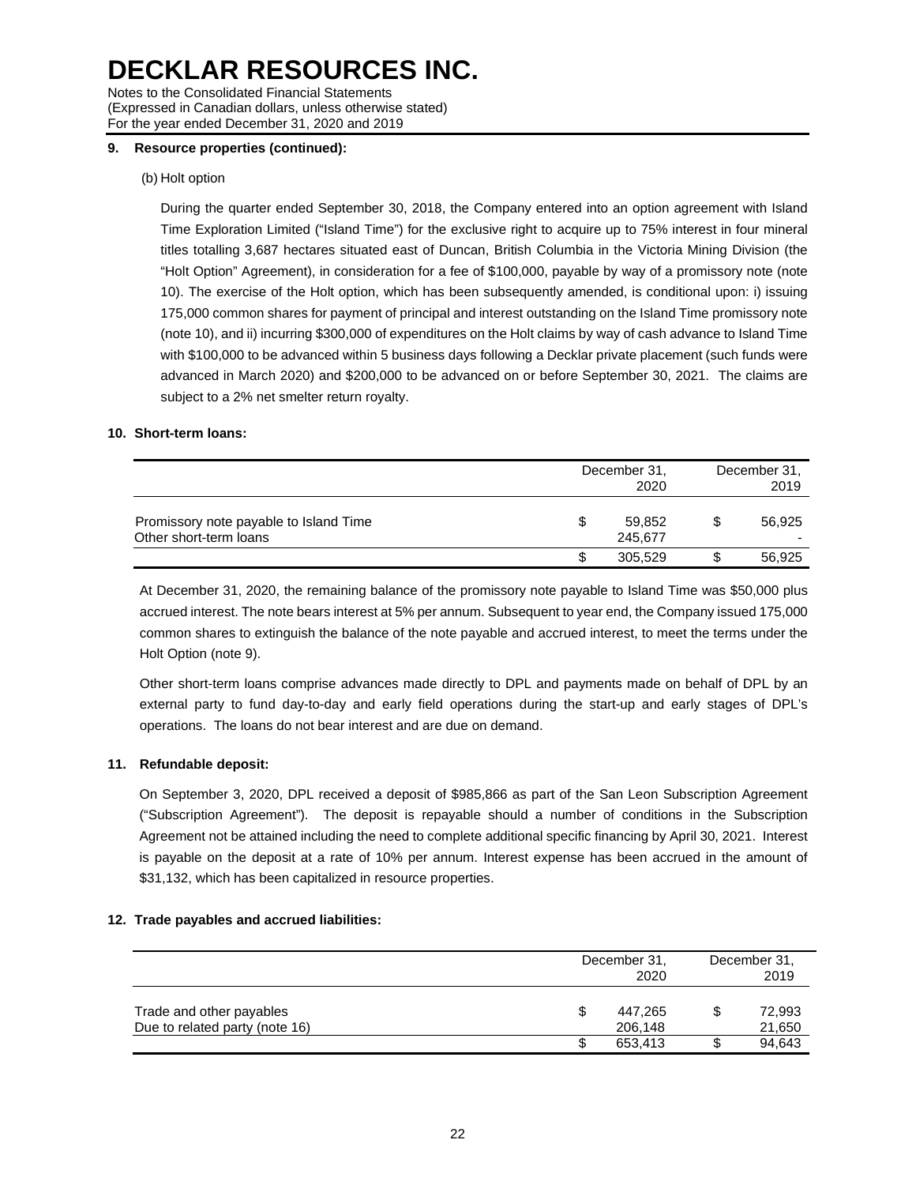### 9. Resource properties (continued):

(b) Holt option

During the quarter ended September 30, 2018, the Company entered into an option agreement with Island Time Exploration Limited ("Island Time") for the exclusive right to acquire up to 75% interest in four mineral titles totalling 3,687 hectares situated east of Duncan, British Columbia in the Victoria Mining Division (the "Holt Option" Agreement), in consideration for a fee of $100,000, payable by way of a promissory note (note 10). The exercise of the Holt option, which has been subsequently amended, is conditional upon: i) issuing 175,000 common shares for payment of principal and interest outstanding on the Island Time promissory note (note 10), and ii) incurring $300,000 of expenditures on the Holt claims by way of cash advance to Island Time with $100,000 to be advanced within 5 business days following a Decklar private placement (such funds were advanced in March 2020) and $200,000 to be advanced on or before September 30, 2021. The claims are subject to a 2% net smelter return royalty.

### 10. Short-term loans:

| | December 31, 2020 | December 31, 2019 |
|---|---|---|
| Promissory note payable to Island Time | $ 59,852 | $ 56,925 |
| Other short-term loans | 245,677 | - |
| | $ 305,529 | $ 56,925 |

At December 31, 2020, the remaining balance of the promissory note payable to Island Time was $50,000 plus accrued interest. The note bears interest at 5% per annum. Subsequent to year end, the Company issued 175,000 common shares to extinguish the balance of the note payable and accrued interest, to meet the terms under the Holt Option (note 9).

Other short-term loans comprise advances made directly to DPL and payments made on behalf of DPL by an external party to fund day-to-day and early field operations during the start-up and early stages of DPL's operations. The loans do not bear interest and are due on demand.

### 11. Refundable deposit:

On September 3, 2020, DPL received a deposit of $985,866 as part of the San Leon Subscription Agreement ("Subscription Agreement"). The deposit is repayable should a number of conditions in the Subscription Agreement not be attained including the need to complete additional specific financing by April 30, 2021. Interest is payable on the deposit at a rate of 10% per annum. Interest expense has been accrued in the amount of $31,132, which has been capitalized in resource properties.

### 12. Trade payables and accrued liabilities:

| | December 31, 2020 | December 31, 2019 |
|---|---|---|
| Trade and other payables | $ 447,265 | $ 72,993 |
| Due to related party (note 16) | 206,148 | 21,650 |
| | $ 653,413 | $ 94,643 |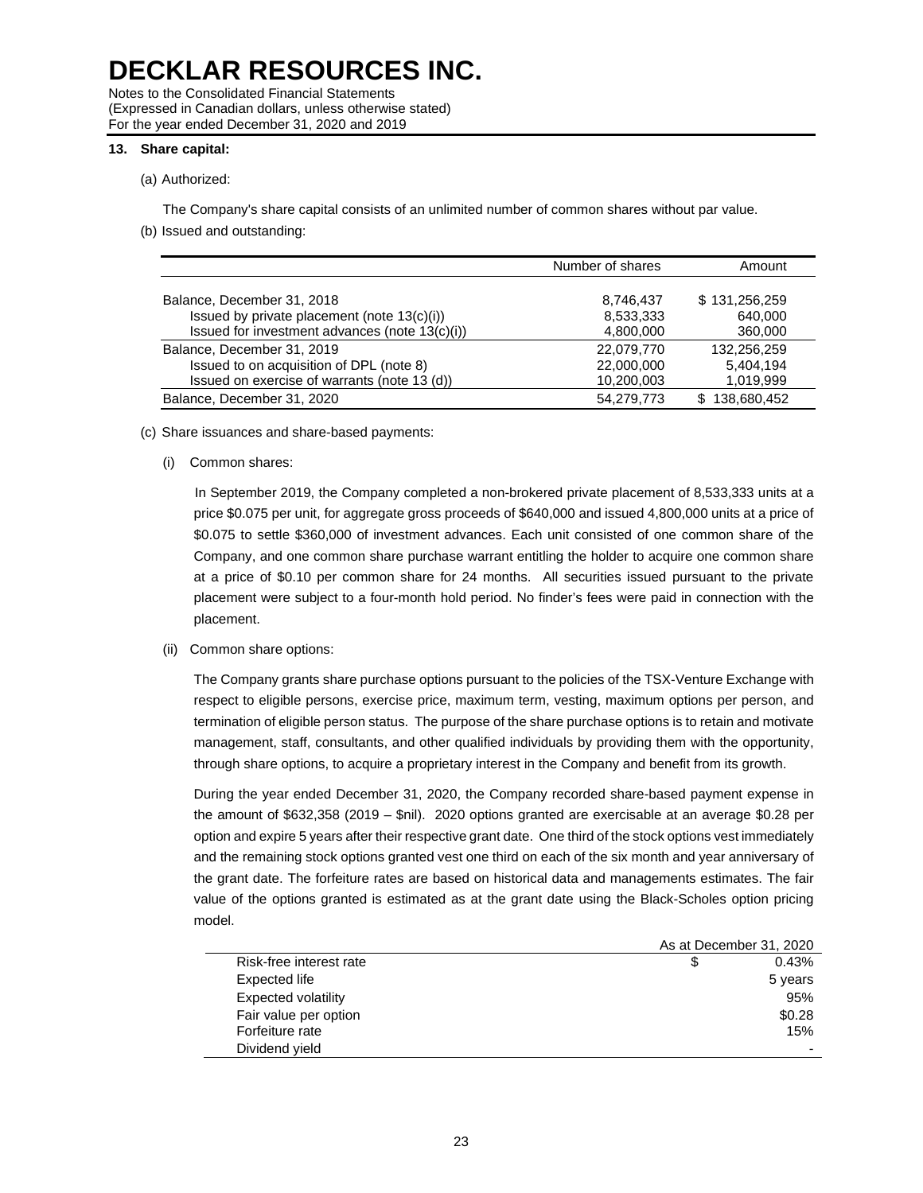# DECKLAR RESOURCES INC.

Notes to the Consolidated Financial Statements
(Expressed in Canadian dollars, unless otherwise stated)
For the year ended December 31, 2020 and 2019

## 13. Share capital:

(a) Authorized:

The Company's share capital consists of an unlimited number of common shares without par value.

(b) Issued and outstanding:

| | Number of shares | Amount |
|---|---|---|
| Balance, December 31, 2018 | 8,746,437 | $ 131,256,259 |
| Issued by private placement (note 13(c)(i)) | 8,533,333 | 640,000 |
| Issued for investment advances (note 13(c)(i)) | 4,800,000 | 360,000 |
| Balance, December 31, 2019 | 22,079,770 | 132,256,259 |
| Issued to on acquisition of DPL (note 8) | 22,000,000 | 5,404,194 |
| Issued on exercise of warrants (note 13 (d)) | 10,200,003 | 1,019,999 |
| Balance, December 31, 2020 | 54,279,773 | $ 138,680,452 |

(c) Share issuances and share-based payments:

(i) Common shares:

In September 2019, the Company completed a non-brokered private placement of 8,533,333 units at a price $0.075 per unit, for aggregate gross proceeds of $640,000 and issued 4,800,000 units at a price of $0.075 to settle $360,000 of investment advances. Each unit consisted of one common share of the Company, and one common share purchase warrant entitling the holder to acquire one common share at a price of $0.10 per common share for 24 months. All securities issued pursuant to the private placement were subject to a four-month hold period. No finder's fees were paid in connection with the placement.

(ii) Common share options:

The Company grants share purchase options pursuant to the policies of the TSX-Venture Exchange with respect to eligible persons, exercise price, maximum term, vesting, maximum options per person, and termination of eligible person status. The purpose of the share purchase options is to retain and motivate management, staff, consultants, and other qualified individuals by providing them with the opportunity, through share options, to acquire a proprietary interest in the Company and benefit from its growth.

During the year ended December 31, 2020, the Company recorded share-based payment expense in the amount of $632,358 (2019 – $nil). 2020 options granted are exercisable at an average $0.28 per option and expire 5 years after their respective grant date. One third of the stock options vest immediately and the remaining stock options granted vest one third on each of the six month and year anniversary of the grant date. The forfeiture rates are based on historical data and managements estimates. The fair value of the options granted is estimated as at the grant date using the Black-Scholes option pricing model.

| | As at December 31, 2020 |
|---|---|
| Risk-free interest rate | $ 0.43% |
| Expected life | 5 years |
| Expected volatility | 95% |
| Fair value per option | $0.28 |
| Forfeiture rate | 15% |
| Dividend yield | - |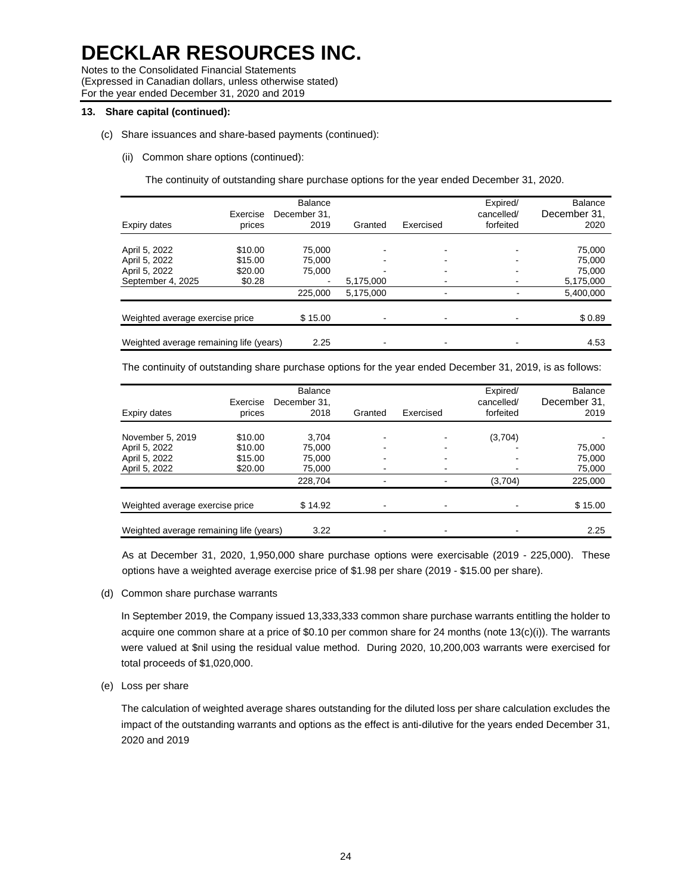# DECKLAR RESOURCES INC.

Notes to the Consolidated Financial Statements
(Expressed in Canadian dollars, unless otherwise stated)
For the year ended December 31, 2020 and 2019

**13. Share capital (continued):**

(c) Share issuances and share-based payments (continued):

(ii) Common share options (continued):

The continuity of outstanding share purchase options for the year ended December 31, 2020.

| Expiry dates | Exercise prices | Balance December 31, 2019 | Granted | Exercised | Expired/ cancelled/ forfeited | Balance December 31, 2020 |
|---|---|---|---|---|---|---|
| April 5, 2022 | $10.00 | 75,000 | - | - | - | 75,000 |
| April 5, 2022 | $15.00 | 75,000 | - | - | - | 75,000 |
| April 5, 2022 | $20.00 | 75,000 | - | - | - | 75,000 |
| September 4, 2025 | $0.28 | - | 5,175,000 | - | - | 5,175,000 |
| | | 225,000 | 5,175,000 | - | - | 5,400,000 |
| Weighted average exercise price | | $ 15.00 | - | - | - | $ 0.89 |
| Weighted average remaining life (years) | | 2.25 | - | - | - | 4.53 |

The continuity of outstanding share purchase options for the year ended December 31, 2019, is as follows:

| Expiry dates | Exercise prices | Balance December 31, 2018 | Granted | Exercised | Expired/ cancelled/ forfeited | Balance December 31, 2019 |
|---|---|---|---|---|---|---|
| November 5, 2019 | $10.00 | 3,704 | - | - | (3,704) | - |
| April 5, 2022 | $10.00 | 75,000 | - | - | - | 75,000 |
| April 5, 2022 | $15.00 | 75,000 | - | - | - | 75,000 |
| April 5, 2022 | $20.00 | 75,000 | - | - | - | 75,000 |
| | | 228,704 | - | - | (3,704) | 225,000 |
| Weighted average exercise price | | $ 14.92 | - | - | - | $ 15.00 |
| Weighted average remaining life (years) | | 3.22 | - | - | - | 2.25 |

As at December 31, 2020, 1,950,000 share purchase options were exercisable (2019 - 225,000). These options have a weighted average exercise price of $1.98 per share (2019 - $15.00 per share).

(d) Common share purchase warrants

In September 2019, the Company issued 13,333,333 common share purchase warrants entitling the holder to acquire one common share at a price of $0.10 per common share for 24 months (note 13(c)(i)). The warrants were valued at $nil using the residual value method. During 2020, 10,200,003 warrants were exercised for total proceeds of $1,020,000.

(e) Loss per share

The calculation of weighted average shares outstanding for the diluted loss per share calculation excludes the impact of the outstanding warrants and options as the effect is anti-dilutive for the years ended December 31, 2020 and 2019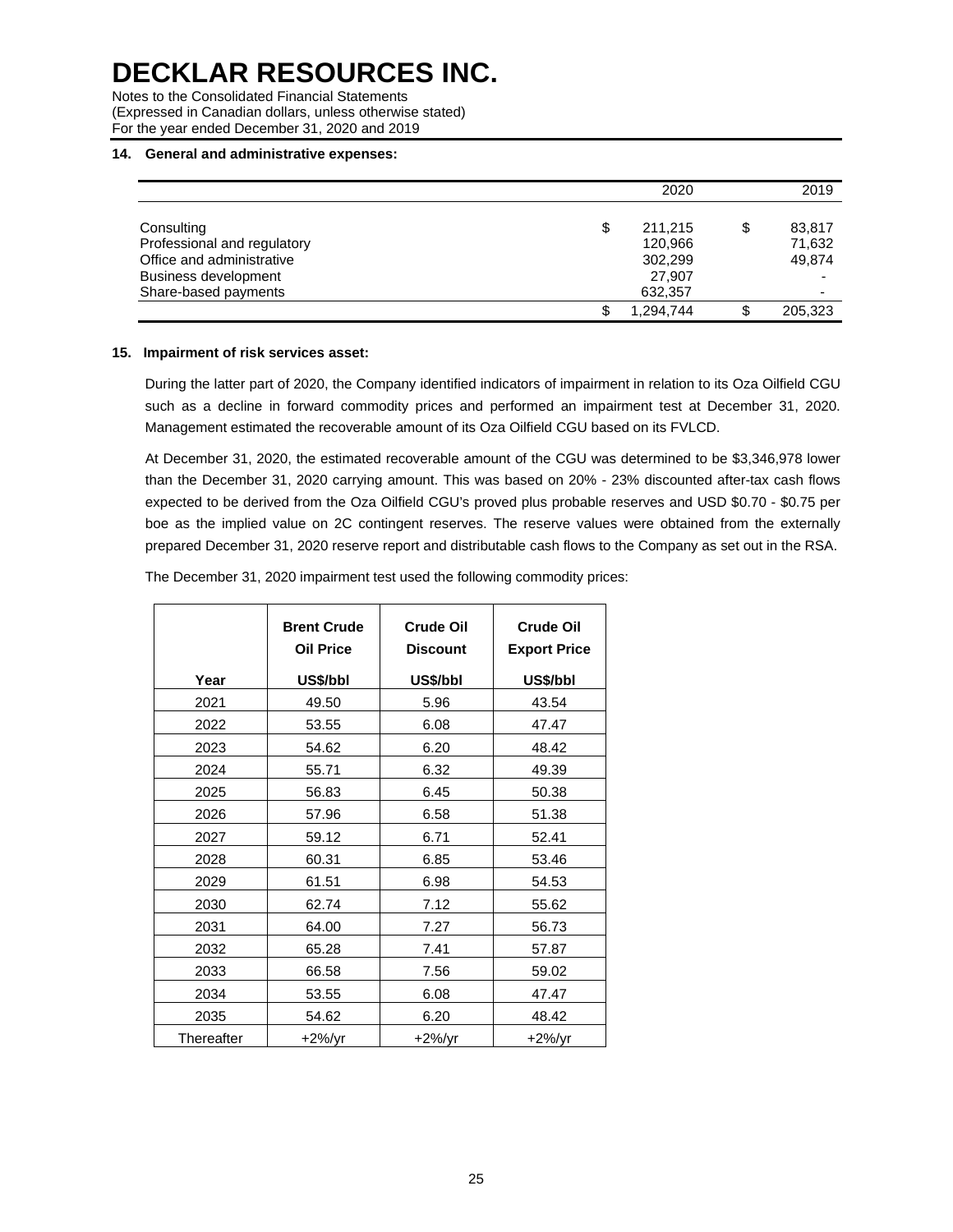# DECKLAR RESOURCES INC.

Notes to the Consolidated Financial Statements
(Expressed in Canadian dollars, unless otherwise stated)
For the year ended December 31, 2020 and 2019

### 14. General and administrative expenses:

| | 2020 | 2019 |
|---|---|---|
| Consulting | $ 211,215 | $ 83,817 |
| Professional and regulatory | 120,966 | 71,632 |
| Office and administrative | 302,299 | 49,874 |
| Business development | 27,907 | - |
| Share-based payments | 632,357 | - |
| | $ 1,294,744 | $ 205,323 |

### 15. Impairment of risk services asset:

During the latter part of 2020, the Company identified indicators of impairment in relation to its Oza Oilfield CGU such as a decline in forward commodity prices and performed an impairment test at December 31, 2020. Management estimated the recoverable amount of its Oza Oilfield CGU based on its FVLCD.

At December 31, 2020, the estimated recoverable amount of the CGU was determined to be $3,346,978 lower than the December 31, 2020 carrying amount. This was based on 20% - 23% discounted after-tax cash flows expected to be derived from the Oza Oilfield CGU's proved plus probable reserves and USD $0.70 - $0.75 per boe as the implied value on 2C contingent reserves. The reserve values were obtained from the externally prepared December 31, 2020 reserve report and distributable cash flows to the Company as set out in the RSA.

The December 31, 2020 impairment test used the following commodity prices:

| Year | Brent Crude Oil Price US$/bbl | Crude Oil Discount US$/bbl | Crude Oil Export Price US$/bbl |
|---|---|---|---|
| 2021 | 49.50 | 5.96 | 43.54 |
| 2022 | 53.55 | 6.08 | 47.47 |
| 2023 | 54.62 | 6.20 | 48.42 |
| 2024 | 55.71 | 6.32 | 49.39 |
| 2025 | 56.83 | 6.45 | 50.38 |
| 2026 | 57.96 | 6.58 | 51.38 |
| 2027 | 59.12 | 6.71 | 52.41 |
| 2028 | 60.31 | 6.85 | 53.46 |
| 2029 | 61.51 | 6.98 | 54.53 |
| 2030 | 62.74 | 7.12 | 55.62 |
| 2031 | 64.00 | 7.27 | 56.73 |
| 2032 | 65.28 | 7.41 | 57.87 |
| 2033 | 66.58 | 7.56 | 59.02 |
| 2034 | 53.55 | 6.08 | 47.47 |
| 2035 | 54.62 | 6.20 | 48.42 |
| Thereafter | +2%/yr | +2%/yr | +2%/yr |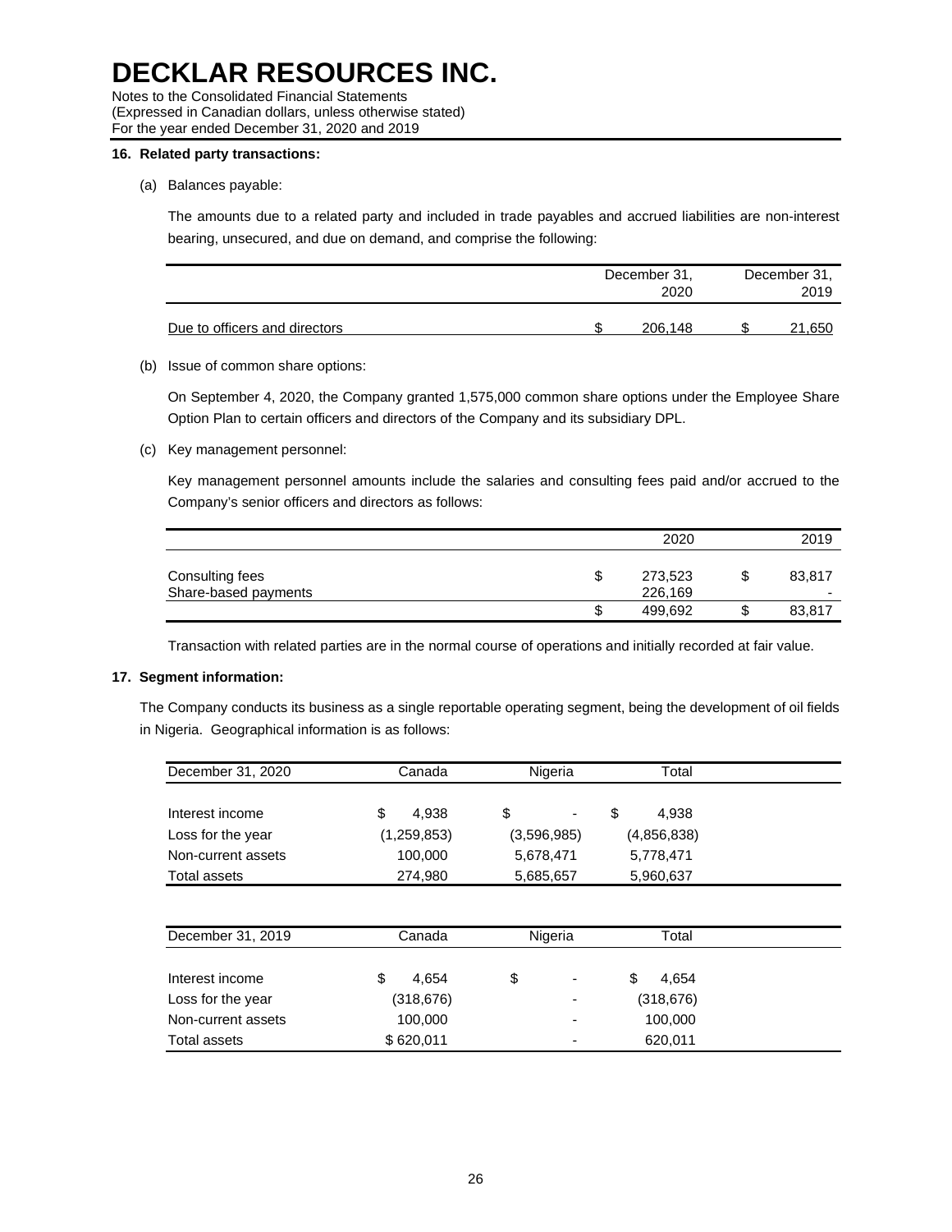# DECKLAR RESOURCES INC.

Notes to the Consolidated Financial Statements
(Expressed in Canadian dollars, unless otherwise stated)
For the year ended December 31, 2020 and 2019

**16. Related party transactions:**

(a) Balances payable:

The amounts due to a related party and included in trade payables and accrued liabilities are non-interest bearing, unsecured, and due on demand, and comprise the following:

| | December 31, 2020 | December 31, 2019 |
|---|---|---|
| Due to officers and directors | $ 206,148 | $ 21,650 |

(b) Issue of common share options:

On September 4, 2020, the Company granted 1,575,000 common share options under the Employee Share Option Plan to certain officers and directors of the Company and its subsidiary DPL.

(c) Key management personnel:

Key management personnel amounts include the salaries and consulting fees paid and/or accrued to the Company's senior officers and directors as follows:

| | 2020 | 2019 |
|---|---|---|
| Consulting fees | $ 273,523 | $ 83,817 |
| Share-based payments | 226,169 | - |
| | $ 499,692 | $ 83,817 |

Transaction with related parties are in the normal course of operations and initially recorded at fair value.

**17. Segment information:**

The Company conducts its business as a single reportable operating segment, being the development of oil fields in Nigeria. Geographical information is as follows:

| December 31, 2020 | Canada | Nigeria | Total |
|---|---|---|---|
| Interest income | $ 4,938 | $ - | $ 4,938 |
| Loss for the year | (1,259,853) | (3,596,985) | (4,856,838) |
| Non-current assets | 100,000 | 5,678,471 | 5,778,471 |
| Total assets | 274,980 | 5,685,657 | 5,960,637 |

| December 31, 2019 | Canada | Nigeria | Total |
|---|---|---|---|
| Interest income | $ 4,654 | $ - | $ 4,654 |
| Loss for the year | (318,676) | - | (318,676) |
| Non-current assets | 100,000 | - | 100,000 |
| Total assets | $ 620,011 | - | 620,011 |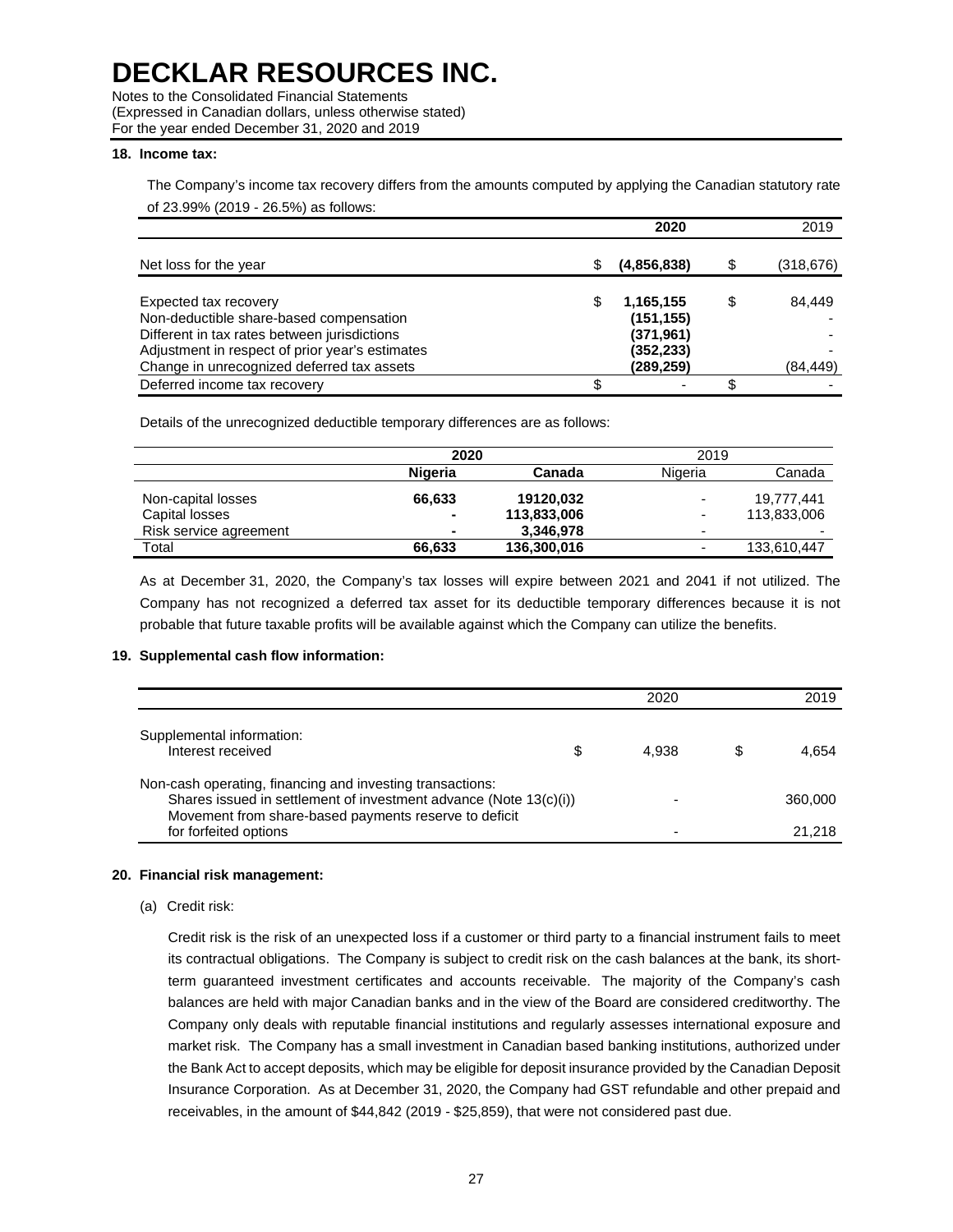# DECKLAR RESOURCES INC.

Notes to the Consolidated Financial Statements
(Expressed in Canadian dollars, unless otherwise stated)
For the year ended December 31, 2020 and 2019

## 18. Income tax:

The Company's income tax recovery differs from the amounts computed by applying the Canadian statutory rate of 23.99% (2019 - 26.5%) as follows:

| | | **2020** | | 2019 |
|---|---|---|---|---|
| Net loss for the year | $ | **(4,856,838)** | $ | (318,676) |
| Expected tax recovery | $ | **1,165,155** | $ | 84,449 |
| Non-deductible share-based compensation | | **(151,155)** | | - |
| Different in tax rates between jurisdictions | | **(371,961)** | | - |
| Adjustment in respect of prior year's estimates | | **(352,233)** | | - |
| Change in unrecognized deferred tax assets | | **(289,259)** | | (84,449) |
| Deferred income tax recovery | $ | - | $ | - |

Details of the unrecognized deductible temporary differences are as follows:

| | **2020** | | 2019 | |
|---|---|---|---|---|
| | **Nigeria** | **Canada** | Nigeria | Canada |
| Non-capital losses | **66,633** | **19120,032** | - | 19,777,441 |
| Capital losses | **-** | **113,833,006** | - | 113,833,006 |
| Risk service agreement | **-** | **3,346,978** | - | - |
| Total | **66,633** | **136,300,016** | - | 133,610,447 |

As at December 31, 2020, the Company's tax losses will expire between 2021 and 2041 if not utilized. The Company has not recognized a deferred tax asset for its deductible temporary differences because it is not probable that future taxable profits will be available against which the Company can utilize the benefits.

## 19. Supplemental cash flow information:

| | | 2020 | | 2019 |
|---|---|---|---|---|
| Supplemental information: | | | | |
| Interest received | $ | 4,938 | $ | 4,654 |
| Non-cash operating, financing and investing transactions: | | | | |
| Shares issued in settlement of investment advance (Note 13(c)(i)) | | - | | 360,000 |
| Movement from share-based payments reserve to deficit for forfeited options | | - | | 21,218 |

## 20. Financial risk management:

(a) Credit risk:

Credit risk is the risk of an unexpected loss if a customer or third party to a financial instrument fails to meet its contractual obligations. The Company is subject to credit risk on the cash balances at the bank, its short-term guaranteed investment certificates and accounts receivable. The majority of the Company's cash balances are held with major Canadian banks and in the view of the Board are considered creditworthy. The Company only deals with reputable financial institutions and regularly assesses international exposure and market risk. The Company has a small investment in Canadian based banking institutions, authorized under the Bank Act to accept deposits, which may be eligible for deposit insurance provided by the Canadian Deposit Insurance Corporation. As at December 31, 2020, the Company had GST refundable and other prepaid and receivables, in the amount of $44,842 (2019 - $25,859), that were not considered past due.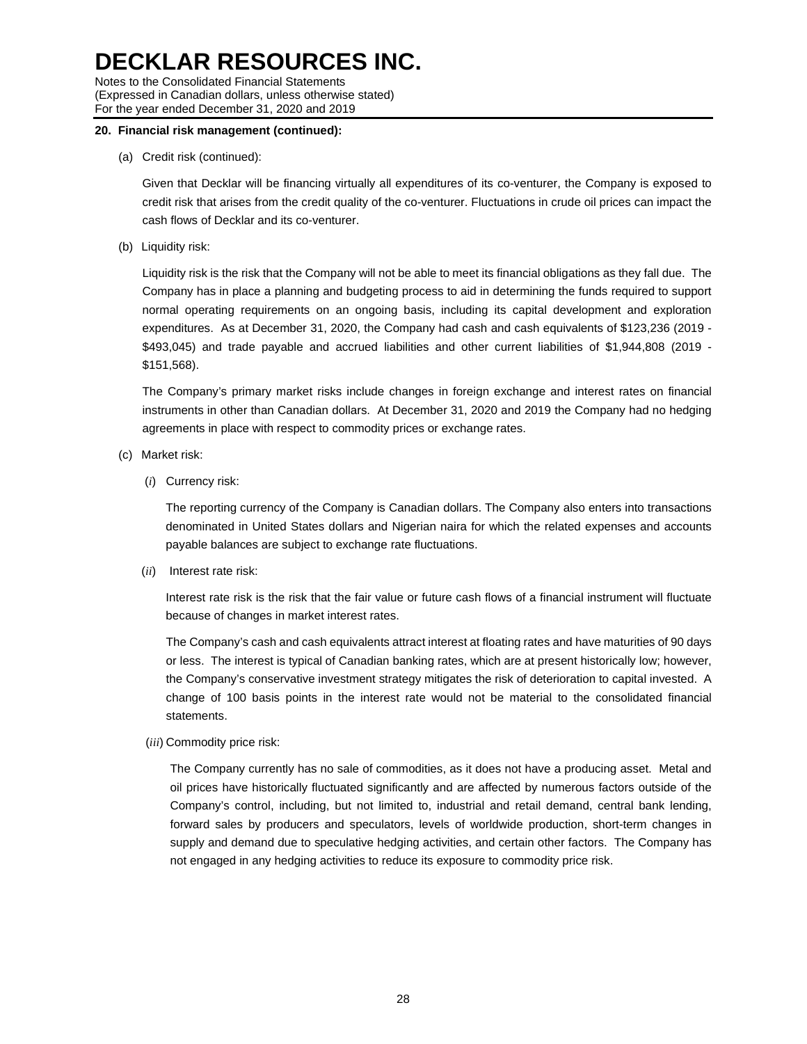**20. Financial risk management (continued):**

(a) Credit risk (continued):

Given that Decklar will be financing virtually all expenditures of its co-venturer, the Company is exposed to credit risk that arises from the credit quality of the co-venturer. Fluctuations in crude oil prices can impact the cash flows of Decklar and its co-venturer.

(b) Liquidity risk:

Liquidity risk is the risk that the Company will not be able to meet its financial obligations as they fall due. The Company has in place a planning and budgeting process to aid in determining the funds required to support normal operating requirements on an ongoing basis, including its capital development and exploration expenditures. As at December 31, 2020, the Company had cash and cash equivalents of $123,236 (2019 - $493,045) and trade payable and accrued liabilities and other current liabilities of $1,944,808 (2019 - $151,568).

The Company's primary market risks include changes in foreign exchange and interest rates on financial instruments in other than Canadian dollars. At December 31, 2020 and 2019 the Company had no hedging agreements in place with respect to commodity prices or exchange rates.

(c) Market risk:

(*i*) Currency risk:

The reporting currency of the Company is Canadian dollars. The Company also enters into transactions denominated in United States dollars and Nigerian naira for which the related expenses and accounts payable balances are subject to exchange rate fluctuations.

(*ii*) Interest rate risk:

Interest rate risk is the risk that the fair value or future cash flows of a financial instrument will fluctuate because of changes in market interest rates.

The Company's cash and cash equivalents attract interest at floating rates and have maturities of 90 days or less. The interest is typical of Canadian banking rates, which are at present historically low; however, the Company's conservative investment strategy mitigates the risk of deterioration to capital invested. A change of 100 basis points in the interest rate would not be material to the consolidated financial statements.

(*iii*) Commodity price risk:

The Company currently has no sale of commodities, as it does not have a producing asset. Metal and oil prices have historically fluctuated significantly and are affected by numerous factors outside of the Company's control, including, but not limited to, industrial and retail demand, central bank lending, forward sales by producers and speculators, levels of worldwide production, short-term changes in supply and demand due to speculative hedging activities, and certain other factors. The Company has not engaged in any hedging activities to reduce its exposure to commodity price risk.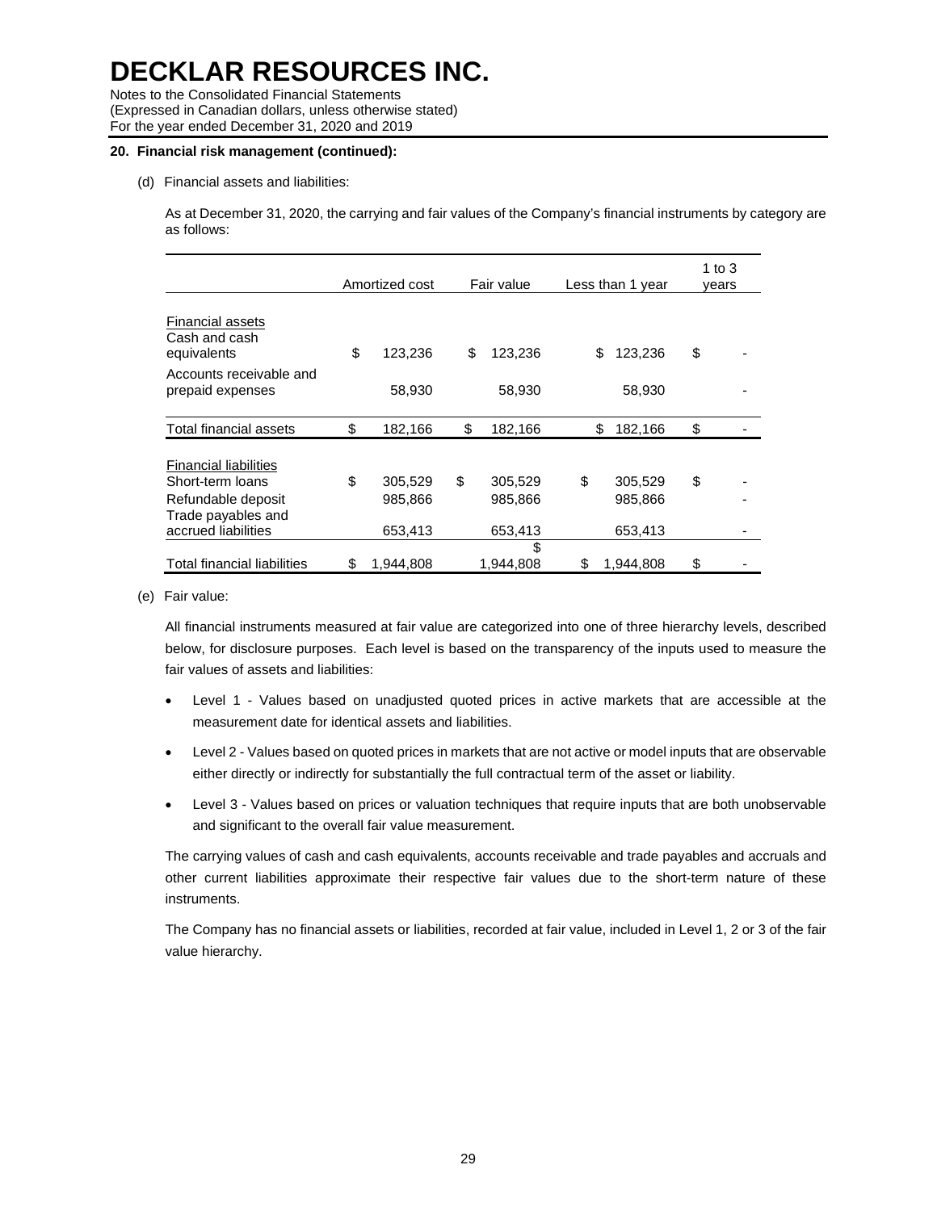# DECKLAR RESOURCES INC.

Notes to the Consolidated Financial Statements
(Expressed in Canadian dollars, unless otherwise stated)
For the year ended December 31, 2020 and 2019

**20. Financial risk management (continued):**

(d) Financial assets and liabilities:

As at December 31, 2020, the carrying and fair values of the Company's financial instruments by category are as follows:

| | Amortized cost | Fair value | Less than 1 year | 1 to 3 years |
|---|---|---|---|---|
| Financial assets | | | | |
| Cash and cash equivalents | $ 123,236 | $ 123,236 | $ 123,236 | $ - |
| Accounts receivable and prepaid expenses | 58,930 | 58,930 | 58,930 | - |
| Total financial assets | $ 182,166 | $ 182,166 | $ 182,166 | $ - |
| Financial liabilities | | | | |
| Short-term loans | $ 305,529 | $ 305,529 | $ 305,529 | $ - |
| Refundable deposit | 985,866 | 985,866 | 985,866 | - |
| Trade payables and accrued liabilities | 653,413 | 653,413 | 653,413 | - |
| Total financial liabilities | $ 1,944,808 | $ 1,944,808 | $ 1,944,808 | $ - |

(e) Fair value:

All financial instruments measured at fair value are categorized into one of three hierarchy levels, described below, for disclosure purposes. Each level is based on the transparency of the inputs used to measure the fair values of assets and liabilities:

- Level 1 - Values based on unadjusted quoted prices in active markets that are accessible at the measurement date for identical assets and liabilities.
- Level 2 - Values based on quoted prices in markets that are not active or model inputs that are observable either directly or indirectly for substantially the full contractual term of the asset or liability.
- Level 3 - Values based on prices or valuation techniques that require inputs that are both unobservable and significant to the overall fair value measurement.

The carrying values of cash and cash equivalents, accounts receivable and trade payables and accruals and other current liabilities approximate their respective fair values due to the short-term nature of these instruments.

The Company has no financial assets or liabilities, recorded at fair value, included in Level 1, 2 or 3 of the fair value hierarchy.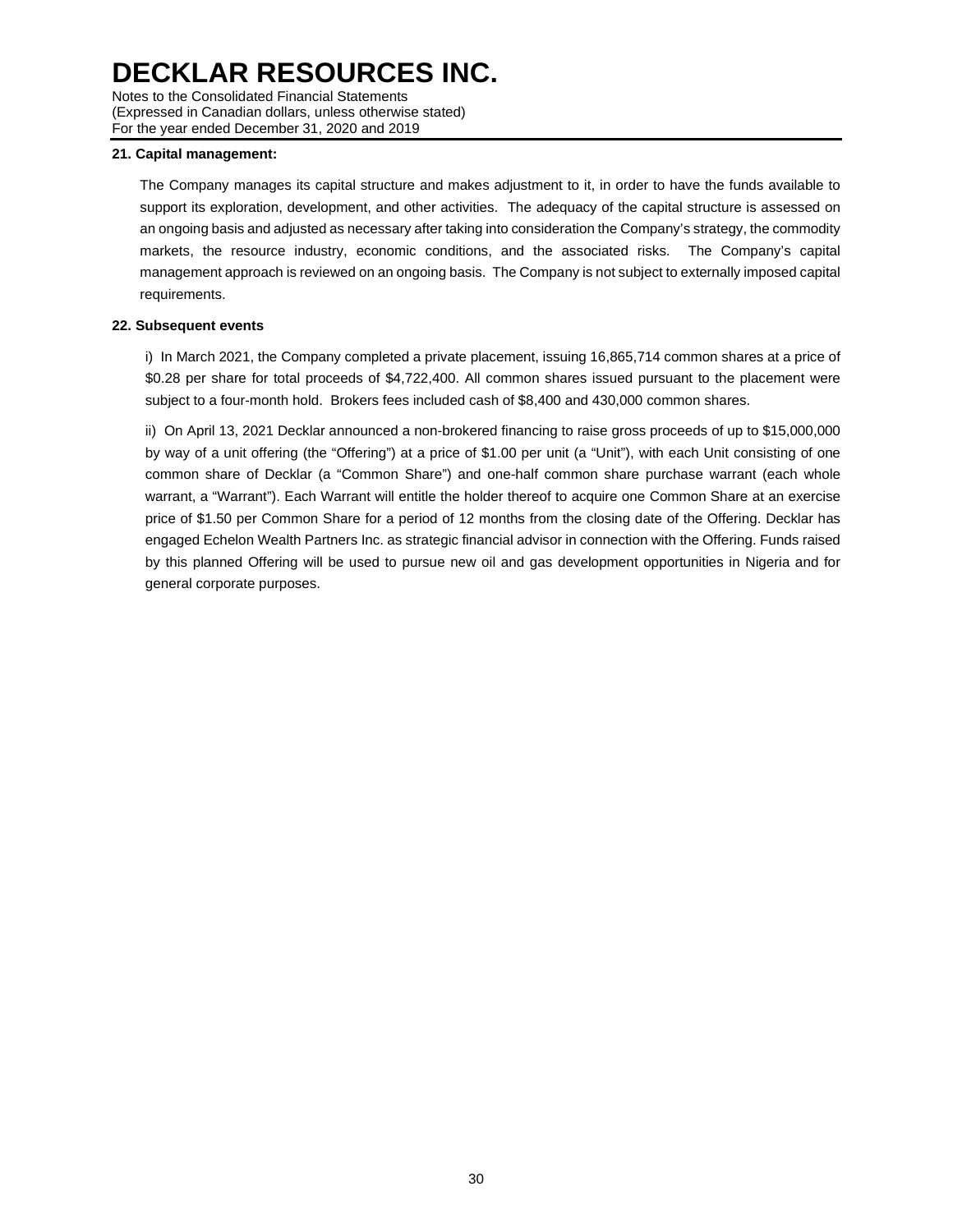# DECKLAR RESOURCES INC.

Notes to the Consolidated Financial Statements
(Expressed in Canadian dollars, unless otherwise stated)
For the year ended December 31, 2020 and 2019

**21. Capital management:**

The Company manages its capital structure and makes adjustment to it, in order to have the funds available to support its exploration, development, and other activities. The adequacy of the capital structure is assessed on an ongoing basis and adjusted as necessary after taking into consideration the Company's strategy, the commodity markets, the resource industry, economic conditions, and the associated risks. The Company's capital management approach is reviewed on an ongoing basis. The Company is not subject to externally imposed capital requirements.

**22. Subsequent events**

i) In March 2021, the Company completed a private placement, issuing 16,865,714 common shares at a price of $0.28 per share for total proceeds of $4,722,400. All common shares issued pursuant to the placement were subject to a four-month hold. Brokers fees included cash of $8,400 and 430,000 common shares.

ii) On April 13, 2021 Decklar announced a non-brokered financing to raise gross proceeds of up to $15,000,000 by way of a unit offering (the "Offering") at a price of $1.00 per unit (a "Unit"), with each Unit consisting of one common share of Decklar (a "Common Share") and one-half common share purchase warrant (each whole warrant, a "Warrant"). Each Warrant will entitle the holder thereof to acquire one Common Share at an exercise price of $1.50 per Common Share for a period of 12 months from the closing date of the Offering. Decklar has engaged Echelon Wealth Partners Inc. as strategic financial advisor in connection with the Offering. Funds raised by this planned Offering will be used to pursue new oil and gas development opportunities in Nigeria and for general corporate purposes.